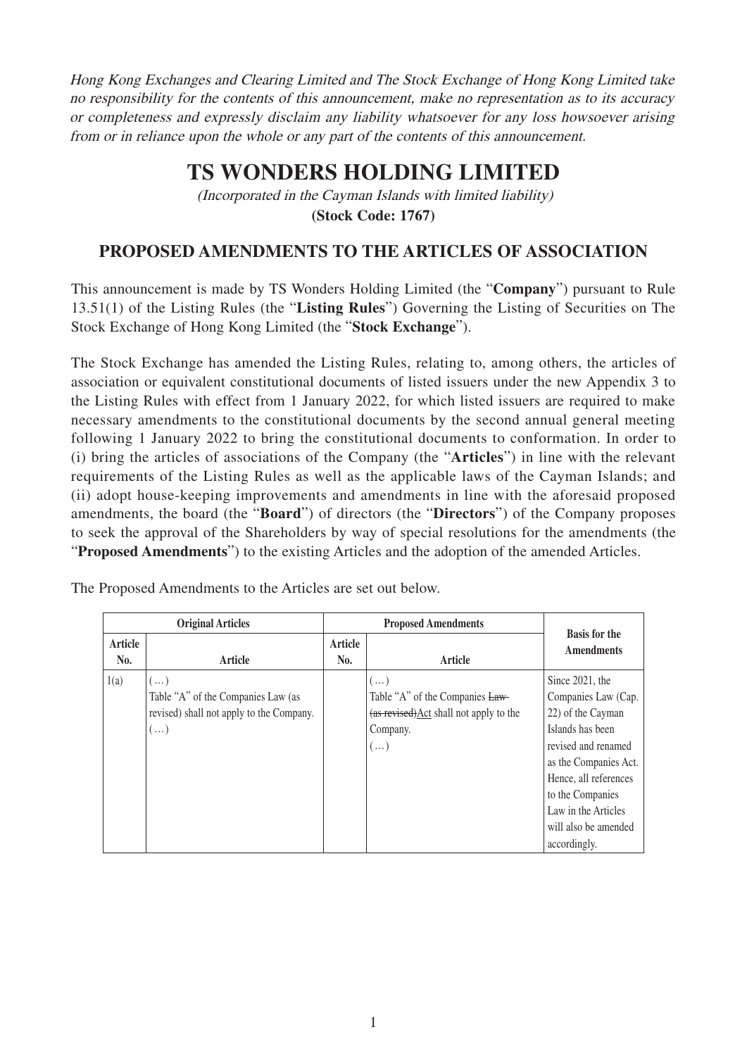*Hong Kong Exchanges and Clearing Limited and The Stock Exchange of Hong Kong Limited take no responsibility for the contents of this announcement, make no representation as to its accuracy or completeness and expressly disclaim any liability whatsoever for any loss howsoever arising from or in reliance upon the whole or any part of the contents of this announcement.*

# TS WONDERS HOLDING LIMITED

*(Incorporated in the Cayman Islands with limited liability)*

**(Stock Code: 1767)**

## PROPOSED AMENDMENTS TO THE ARTICLES OF ASSOCIATION

This announcement is made by TS Wonders Holding Limited (the "**Company**") pursuant to Rule 13.51(1) of the Listing Rules (the "**Listing Rules**") Governing the Listing of Securities on The Stock Exchange of Hong Kong Limited (the "**Stock Exchange**").

The Stock Exchange has amended the Listing Rules, relating to, among others, the articles of association or equivalent constitutional documents of listed issuers under the new Appendix 3 to the Listing Rules with effect from 1 January 2022, for which listed issuers are required to make necessary amendments to the constitutional documents by the second annual general meeting following 1 January 2022 to bring the constitutional documents to conformation. In order to (i) bring the articles of associations of the Company (the "**Articles**") in line with the relevant requirements of the Listing Rules as well as the applicable laws of the Cayman Islands; and (ii) adopt house-keeping improvements and amendments in line with the aforesaid proposed amendments, the board (the "**Board**") of directors (the "**Directors**") of the Company proposes to seek the approval of the Shareholders by way of special resolutions for the amendments (the "**Proposed Amendments**") to the existing Articles and the adoption of the amended Articles.

The Proposed Amendments to the Articles are set out below.

| Original Articles | | Proposed Amendments | | Basis for the Amendments |
|---|---|---|---|---|
| Article No. | Article | Article No. | Article | |
| 1(a) | (…)<br>Table "A" of the Companies Law (as revised) shall not apply to the Company.<br>(…) | | (…)<br>Table "A" of the Companies ~~Law (as revised)~~Act shall not apply to the Company.<br>(…) | Since 2021, the Companies Law (Cap. 22) of the Cayman Islands has been revised and renamed as the Companies Act. Hence, all references to the Companies Law in the Articles will also be amended accordingly. |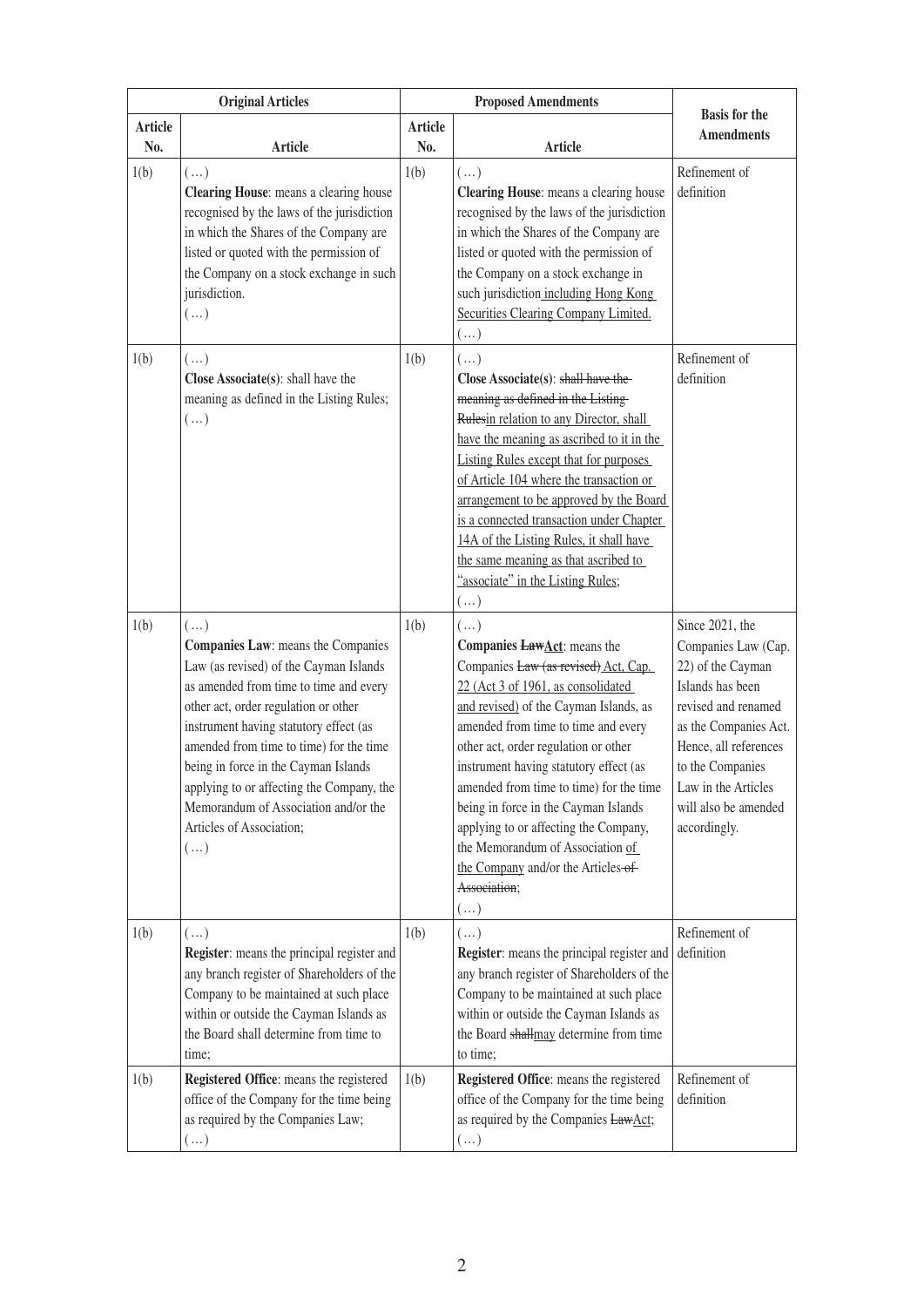| Original Articles | | Proposed Amendments | | Basis for the Amendments |
|---|---|---|---|---|
| Article No. | Article | Article No. | Article | |
| 1(b) | (…)<br>**Clearing House**: means a clearing house recognised by the laws of the jurisdiction in which the Shares of the Company are listed or quoted with the permission of the Company on a stock exchange in such jurisdiction.<br>(…) | 1(b) | (…)<br>**Clearing House**: means a clearing house recognised by the laws of the jurisdiction in which the Shares of the Company are listed or quoted with the permission of the Company on a stock exchange in such jurisdiction including Hong Kong Securities Clearing Company Limited.<br>(…) | Refinement of definition |
| 1(b) | (…)<br>**Close Associate(s)**: shall have the meaning as defined in the Listing Rules;<br>(…) | 1(b) | (…)<br>**Close Associate(s)**: ~~shall have the meaning as defined in the Listing Rules~~in relation to any Director, shall have the meaning as ascribed to it in the Listing Rules except that for purposes of Article 104 where the transaction or arrangement to be approved by the Board is a connected transaction under Chapter 14A of the Listing Rules, it shall have the same meaning as that ascribed to "associate" in the Listing Rules;<br>(…) | Refinement of definition |
| 1(b) | (…)<br>**Companies Law**: means the Companies Law (as revised) of the Cayman Islands as amended from time to time and every other act, order regulation or other instrument having statutory effect (as amended from time to time) for the time being in force in the Cayman Islands applying to or affecting the Company, the Memorandum of Association and/or the Articles of Association;<br>(…) | 1(b) | (…)<br>**Companies ~~Law~~Act**: means the Companies ~~Law (as revised)~~ Act, Cap. 22 (Act 3 of 1961, as consolidated and revised) of the Cayman Islands, as amended from time to time and every other act, order regulation or other instrument having statutory effect (as amended from time to time) for the time being in force in the Cayman Islands applying to or affecting the Company, the Memorandum of Association of the Company and/or the Articles ~~of Association~~;<br>(…) | Since 2021, the Companies Law (Cap. 22) of the Cayman Islands has been revised and renamed as the Companies Act. Hence, all references to the Companies Law in the Articles will also be amended accordingly. |
| 1(b) | (…)<br>**Register**: means the principal register and any branch register of Shareholders of the Company to be maintained at such place within or outside the Cayman Islands as the Board shall determine from time to time; | 1(b) | (…)<br>**Register**: means the principal register and any branch register of Shareholders of the Company to be maintained at such place within or outside the Cayman Islands as the Board ~~shall~~may determine from time to time; | Refinement of definition |
| 1(b) | **Registered Office**: means the registered office of the Company for the time being as required by the Companies Law;<br>(…) | 1(b) | **Registered Office**: means the registered office of the Company for the time being as required by the Companies ~~Law~~Act;<br>(…) | Refinement of definition |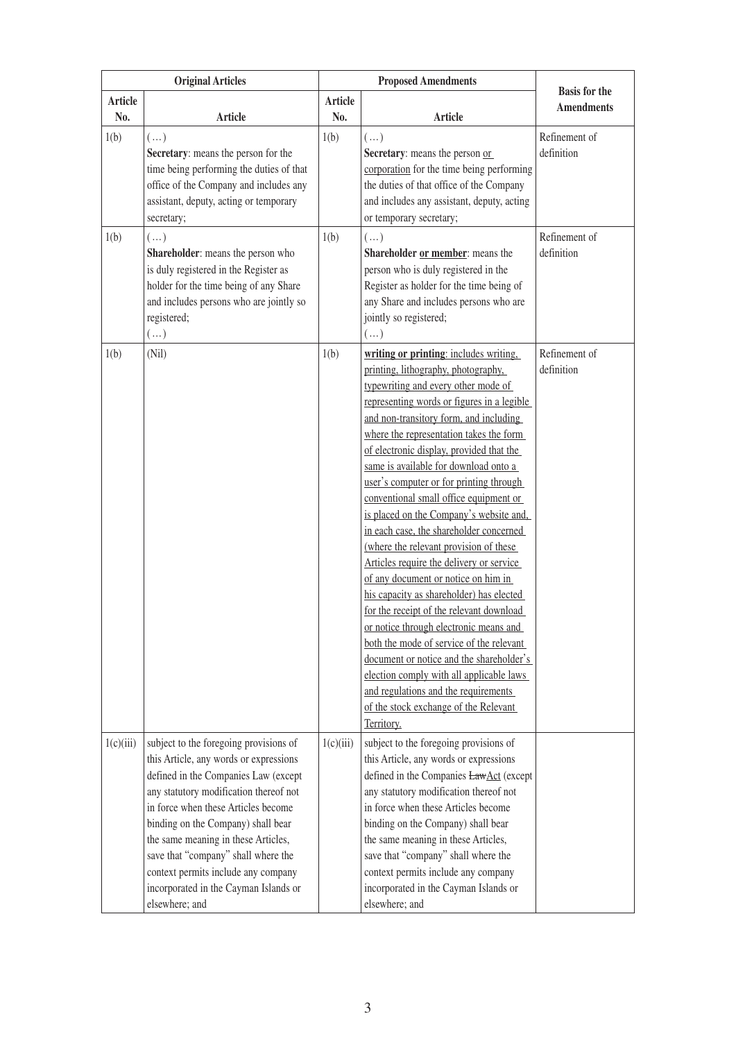| Original Articles | | Proposed Amendments | | Basis for the Amendments |
|---|---|---|---|---|
| Article No. | Article | Article No. | Article | |
| 1(b) | (…)<br>**Secretary**: means the person for the time being performing the duties of that office of the Company and includes any assistant, deputy, acting or temporary secretary; | 1(b) | (…)<br>**Secretary**: means the person <u>or corporation</u> for the time being performing the duties of that office of the Company and includes any assistant, deputy, acting or temporary secretary; | Refinement of definition |
| 1(b) | (…)<br>**Shareholder**: means the person who is duly registered in the Register as holder for the time being of any Share and includes persons who are jointly so registered;<br>(…) | 1(b) | (…)<br>**Shareholder <u>or member</u>**: means the person who is duly registered in the Register as holder for the time being of any Share and includes persons who are jointly so registered;<br>(…) | Refinement of definition |
| 1(b) | (Nil) | 1(b) | <u>**writing or printing**: includes writing, printing, lithography, photography, typewriting and every other mode of representing words or figures in a legible and non-transitory form, and including where the representation takes the form of electronic display, provided that the same is available for download onto a user's computer or for printing through conventional small office equipment or is placed on the Company's website and, in each case, the shareholder concerned (where the relevant provision of these Articles require the delivery or service of any document or notice on him in his capacity as shareholder) has elected for the receipt of the relevant download or notice through electronic means and both the mode of service of the relevant document or notice and the shareholder's election comply with all applicable laws and regulations and the requirements of the stock exchange of the Relevant Territory.</u> | Refinement of definition |
| 1(c)(iii) | subject to the foregoing provisions of this Article, any words or expressions defined in the Companies Law (except any statutory modification thereof not in force when these Articles become binding on the Company) shall bear the same meaning in these Articles, save that "company" shall where the context permits include any company incorporated in the Cayman Islands or elsewhere; and | 1(c)(iii) | subject to the foregoing provisions of this Article, any words or expressions defined in the Companies ~~Law~~<u>Act</u> (except any statutory modification thereof not in force when these Articles become binding on the Company) shall bear the same meaning in these Articles, save that "company" shall where the context permits include any company incorporated in the Cayman Islands or elsewhere; and | |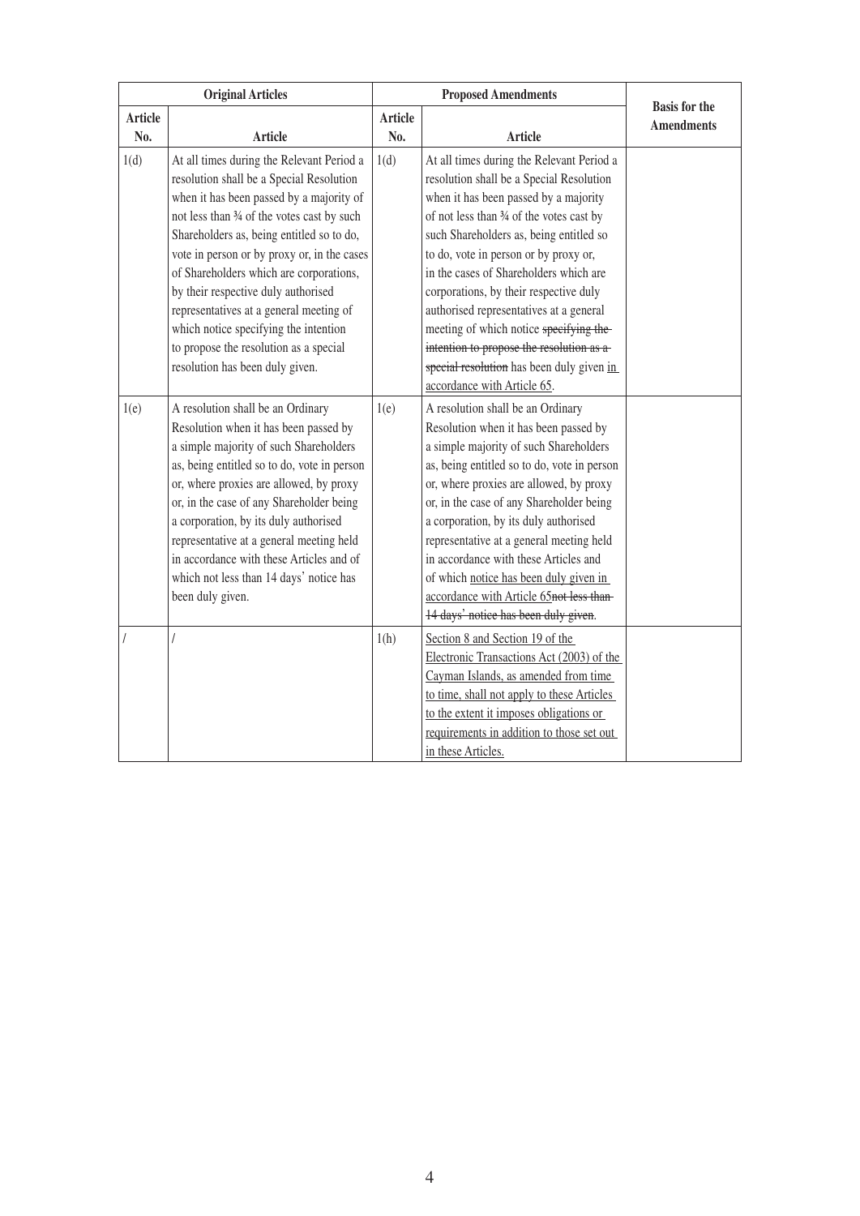| Original Articles | | Proposed Amendments | | Basis for the Amendments |
|---|---|---|---|---|
| Article No. | Article | Article No. | Article | |
| 1(d) | At all times during the Relevant Period a resolution shall be a Special Resolution when it has been passed by a majority of not less than ¾ of the votes cast by such Shareholders as, being entitled so to do, vote in person or by proxy or, in the cases of Shareholders which are corporations, by their respective duly authorised representatives at a general meeting of which notice specifying the intention to propose the resolution as a special resolution has been duly given. | 1(d) | At all times during the Relevant Period a resolution shall be a Special Resolution when it has been passed by a majority of not less than ¾ of the votes cast by such Shareholders as, being entitled so to do, vote in person or by proxy or, in the cases of Shareholders which are corporations, by their respective duly authorised representatives at a general meeting of which notice ~~specifying the intention to propose the resolution as a special resolution~~ has been duly given in accordance with Article 65. | |
| 1(e) | A resolution shall be an Ordinary Resolution when it has been passed by a simple majority of such Shareholders as, being entitled so to do, vote in person or, where proxies are allowed, by proxy or, in the case of any Shareholder being a corporation, by its duly authorised representative at a general meeting held in accordance with these Articles and of which not less than 14 days' notice has been duly given. | 1(e) | A resolution shall be an Ordinary Resolution when it has been passed by a simple majority of such Shareholders as, being entitled so to do, vote in person or, where proxies are allowed, by proxy or, in the case of any Shareholder being a corporation, by its duly authorised representative at a general meeting held in accordance with these Articles and of which notice has been duly given in accordance with Article 65~~not less than 14 days' notice has been duly given~~. | |
| / | / | 1(h) | Section 8 and Section 19 of the Electronic Transactions Act (2003) of the Cayman Islands, as amended from time to time, shall not apply to these Articles to the extent it imposes obligations or requirements in addition to those set out in these Articles. | |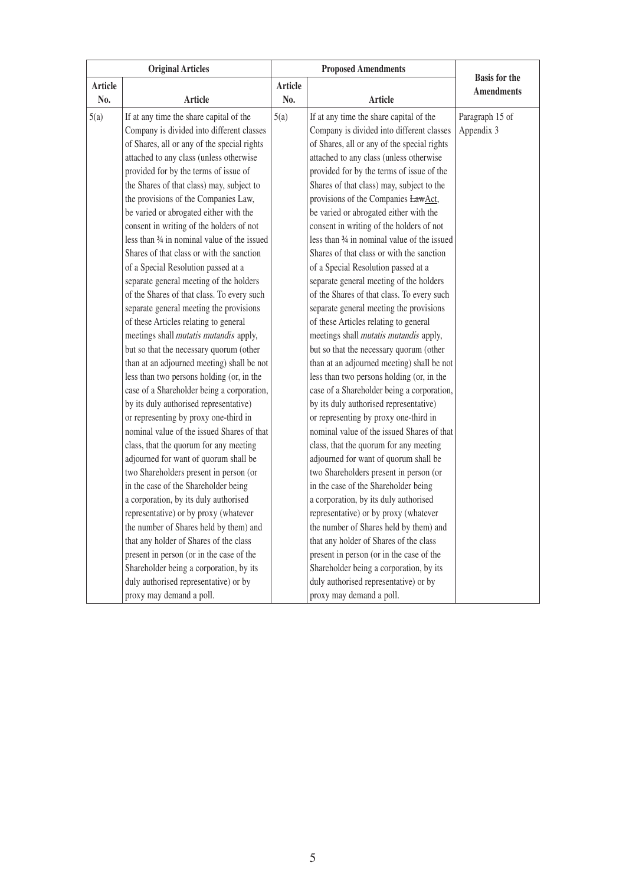| Original Articles | | Proposed Amendments | | Basis for the Amendments |
|---|---|---|---|---|
| Article No. | Article | Article No. | Article | |
| 5(a) | If at any time the share capital of the Company is divided into different classes of Shares, all or any of the special rights attached to any class (unless otherwise provided for by the terms of issue of the Shares of that class) may, subject to the provisions of the Companies Law, be varied or abrogated either with the consent in writing of the holders of not less than ¾ in nominal value of the issued Shares of that class or with the sanction of a Special Resolution passed at a separate general meeting of the holders of the Shares of that class. To every such separate general meeting the provisions of these Articles relating to general meetings shall *mutatis mutandis* apply, but so that the necessary quorum (other than at an adjourned meeting) shall be not less than two persons holding (or, in the case of a Shareholder being a corporation, by its duly authorised representative) or representing by proxy one-third in nominal value of the issued Shares of that class, that the quorum for any meeting adjourned for want of quorum shall be two Shareholders present in person (or in the case of the Shareholder being a corporation, by its duly authorised representative) or by proxy (whatever the number of Shares held by them) and that any holder of Shares of the class present in person (or in the case of the Shareholder being a corporation, by its duly authorised representative) or by proxy may demand a poll. | 5(a) | If at any time the share capital of the Company is divided into different classes of Shares, all or any of the special rights attached to any class (unless otherwise provided for by the terms of issue of the Shares of that class) may, subject to the provisions of the Companies ~~Law~~Act, be varied or abrogated either with the consent in writing of the holders of not less than ¾ in nominal value of the issued Shares of that class or with the sanction of a Special Resolution passed at a separate general meeting of the holders of the Shares of that class. To every such separate general meeting the provisions of these Articles relating to general meetings shall *mutatis mutandis* apply, but so that the necessary quorum (other than at an adjourned meeting) shall be not less than two persons holding (or, in the case of a Shareholder being a corporation, by its duly authorised representative) or representing by proxy one-third in nominal value of the issued Shares of that class, that the quorum for any meeting adjourned for want of quorum shall be two Shareholders present in person (or in the case of the Shareholder being a corporation, by its duly authorised representative) or by proxy (whatever the number of Shares held by them) and that any holder of Shares of the class present in person (or in the case of the Shareholder being a corporation, by its duly authorised representative) or by proxy may demand a poll. | Paragraph 15 of Appendix 3 |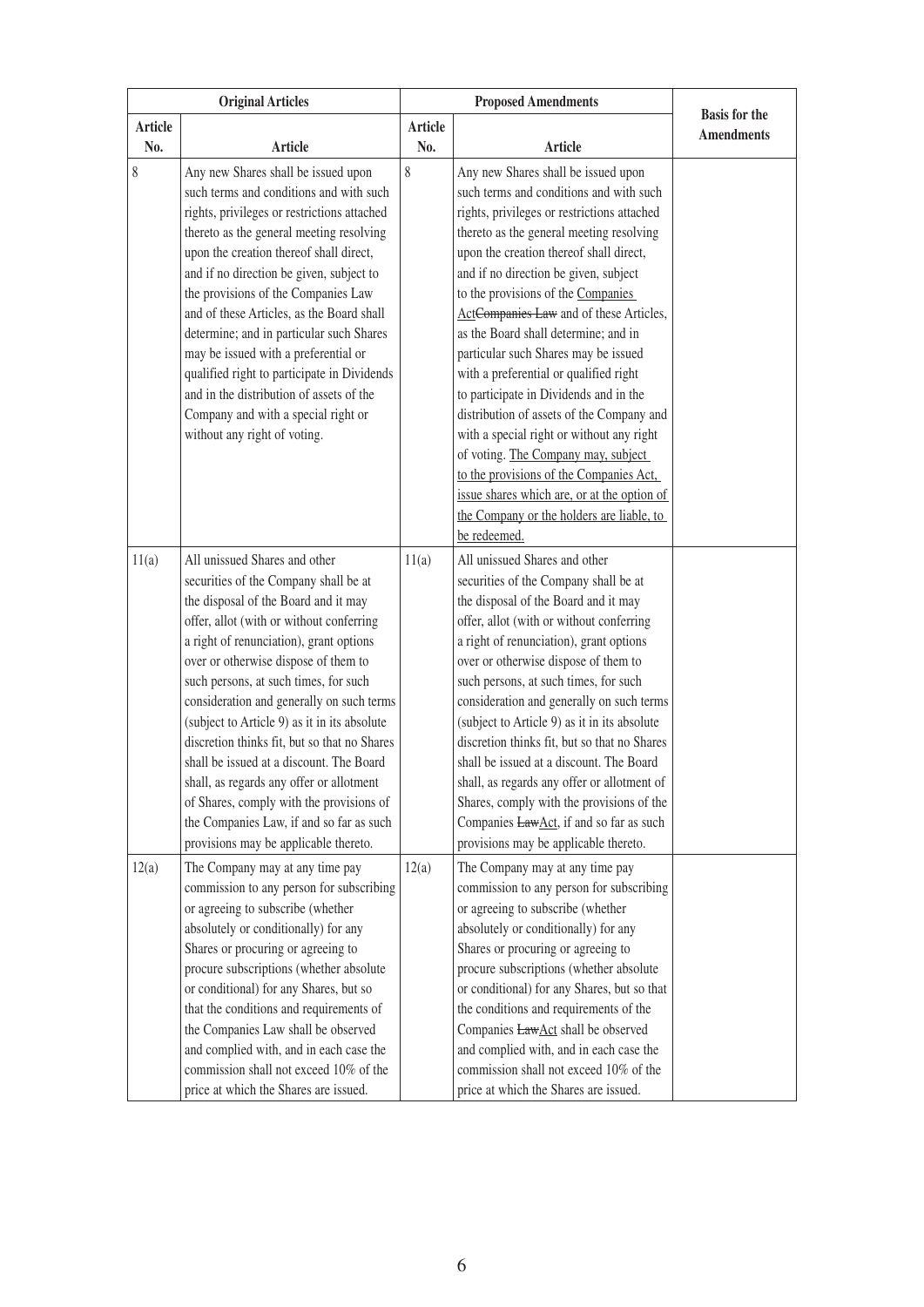| Original Articles | | Proposed Amendments | | Basis for the Amendments |
|---|---|---|---|---|
| Article No. | Article | Article No. | Article | |
| 8 | Any new Shares shall be issued upon such terms and conditions and with such rights, privileges or restrictions attached thereto as the general meeting resolving upon the creation thereof shall direct, and if no direction be given, subject to the provisions of the Companies Law and of these Articles, as the Board shall determine; and in particular such Shares may be issued with a preferential or qualified right to participate in Dividends and in the distribution of assets of the Company and with a special right or without any right of voting. | 8 | Any new Shares shall be issued upon such terms and conditions and with such rights, privileges or restrictions attached thereto as the general meeting resolving upon the creation thereof shall direct, and if no direction be given, subject to the provisions of the <u>Companies Act</u>~~Companies Law~~ and of these Articles, as the Board shall determine; and in particular such Shares may be issued with a preferential or qualified right to participate in Dividends and in the distribution of assets of the Company and with a special right or without any right of voting. <u>The Company may, subject to the provisions of the Companies Act, issue shares which are, or at the option of the Company or the holders are liable, to be redeemed.</u> | |
| 11(a) | All unissued Shares and other securities of the Company shall be at the disposal of the Board and it may offer, allot (with or without conferring a right of renunciation), grant options over or otherwise dispose of them to such persons, at such times, for such consideration and generally on such terms (subject to Article 9) as it in its absolute discretion thinks fit, but so that no Shares shall be issued at a discount. The Board shall, as regards any offer or allotment of Shares, comply with the provisions of the Companies Law, if and so far as such provisions may be applicable thereto. | 11(a) | All unissued Shares and other securities of the Company shall be at the disposal of the Board and it may offer, allot (with or without conferring a right of renunciation), grant options over or otherwise dispose of them to such persons, at such times, for such consideration and generally on such terms (subject to Article 9) as it in its absolute discretion thinks fit, but so that no Shares shall be issued at a discount. The Board shall, as regards any offer or allotment of Shares, comply with the provisions of the Companies ~~Law~~<u>Act</u>, if and so far as such provisions may be applicable thereto. | |
| 12(a) | The Company may at any time pay commission to any person for subscribing or agreeing to subscribe (whether absolutely or conditionally) for any Shares or procuring or agreeing to procure subscriptions (whether absolute or conditional) for any Shares, but so that the conditions and requirements of the Companies Law shall be observed and complied with, and in each case the commission shall not exceed 10% of the price at which the Shares are issued. | 12(a) | The Company may at any time pay commission to any person for subscribing or agreeing to subscribe (whether absolutely or conditionally) for any Shares or procuring or agreeing to procure subscriptions (whether absolute or conditional) for any Shares, but so that the conditions and requirements of the Companies ~~Law~~<u>Act</u> shall be observed and complied with, and in each case the commission shall not exceed 10% of the price at which the Shares are issued. | |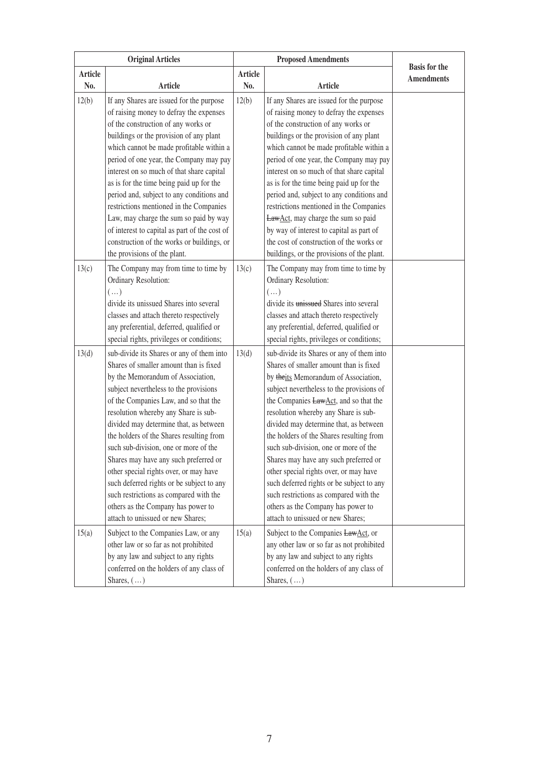| Original Articles | | Proposed Amendments | | Basis for the Amendments |
|---|---|---|---|---|
| Article No. | Article | Article No. | Article | |
| 12(b) | If any Shares are issued for the purpose of raising money to defray the expenses of the construction of any works or buildings or the provision of any plant which cannot be made profitable within a period of one year, the Company may pay interest on so much of that share capital as is for the time being paid up for the period and, subject to any conditions and restrictions mentioned in the Companies Law, may charge the sum so paid by way of interest to capital as part of the cost of construction of the works or buildings, or the provisions of the plant. | 12(b) | If any Shares are issued for the purpose of raising money to defray the expenses of the construction of any works or buildings or the provision of any plant which cannot be made profitable within a period of one year, the Company may pay interest on so much of that share capital as is for the time being paid up for the period and, subject to any conditions and restrictions mentioned in the Companies ~~Law~~Act, may charge the sum so paid by way of interest to capital as part of the cost of construction of the works or buildings, or the provisions of the plant. | |
| 13(c) | The Company may from time to time by Ordinary Resolution:<br>(…)<br>divide its unissued Shares into several classes and attach thereto respectively any preferential, deferred, qualified or special rights, privileges or conditions; | 13(c) | The Company may from time to time by Ordinary Resolution:<br>(…)<br>divide its ~~unissued~~ Shares into several classes and attach thereto respectively any preferential, deferred, qualified or special rights, privileges or conditions; | |
| 13(d) | sub-divide its Shares or any of them into Shares of smaller amount than is fixed by the Memorandum of Association, subject nevertheless to the provisions of the Companies Law, and so that the resolution whereby any Share is sub-divided may determine that, as between the holders of the Shares resulting from such sub-division, one or more of the Shares may have any such preferred or other special rights over, or may have such deferred rights or be subject to any such restrictions as compared with the others as the Company has power to attach to unissued or new Shares; | 13(d) | sub-divide its Shares or any of them into Shares of smaller amount than is fixed by ~~the~~its Memorandum of Association, subject nevertheless to the provisions of the Companies ~~Law~~Act, and so that the resolution whereby any Share is sub-divided may determine that, as between the holders of the Shares resulting from such sub-division, one or more of the Shares may have any such preferred or other special rights over, or may have such deferred rights or be subject to any such restrictions as compared with the others as the Company has power to attach to unissued or new Shares; | |
| 15(a) | Subject to the Companies Law, or any other law or so far as not prohibited by any law and subject to any rights conferred on the holders of any class of Shares, (…) | 15(a) | Subject to the Companies ~~Law~~Act, or any other law or so far as not prohibited by any law and subject to any rights conferred on the holders of any class of Shares, (…) | |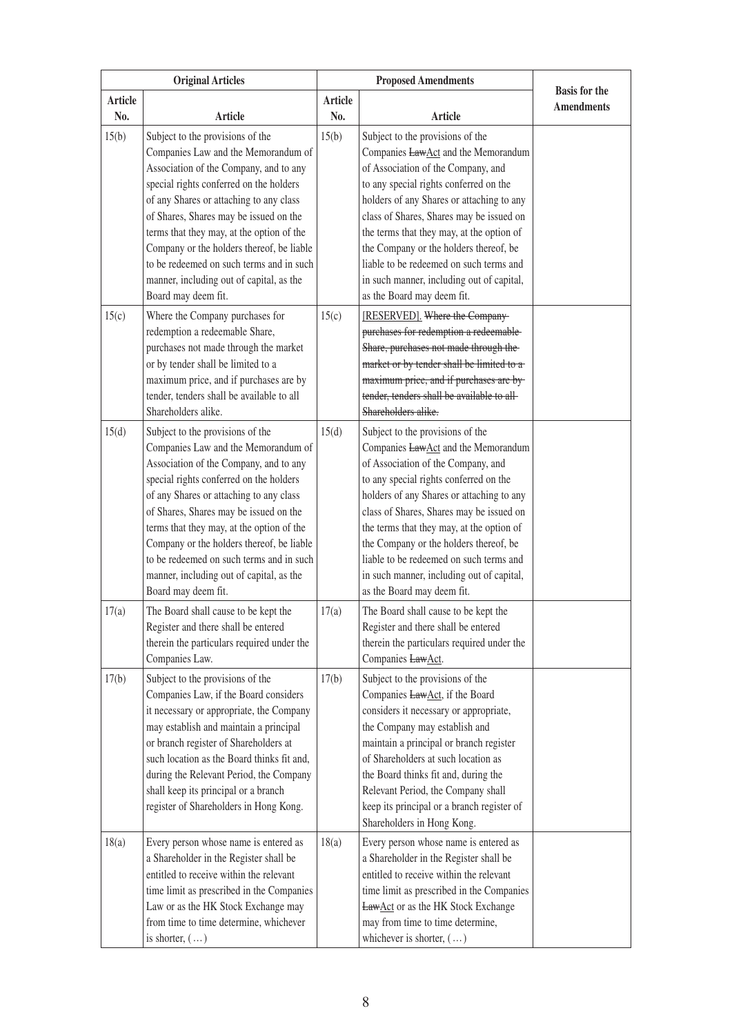| Original Articles | | Proposed Amendments | | Basis for the Amendments |
|---|---|---|---|---|
| Article No. | Article | Article No. | Article | |
| 15(b) | Subject to the provisions of the Companies Law and the Memorandum of Association of the Company, and to any special rights conferred on the holders of any Shares or attaching to any class of Shares, Shares may be issued on the terms that they may, at the option of the Company or the holders thereof, be liable to be redeemed on such terms and in such manner, including out of capital, as the Board may deem fit. | 15(b) | Subject to the provisions of the Companies ~~Law~~Act and the Memorandum of Association of the Company, and to any special rights conferred on the holders of any Shares or attaching to any class of Shares, Shares may be issued on the terms that they may, at the option of the Company or the holders thereof, be liable to be redeemed on such terms and in such manner, including out of capital, as the Board may deem fit. | |
| 15(c) | Where the Company purchases for redemption a redeemable Share, purchases not made through the market or by tender shall be limited to a maximum price, and if purchases are by tender, tenders shall be available to all Shareholders alike. | 15(c) | [RESERVED]. ~~Where the Company purchases for redemption a redeemable Share, purchases not made through the market or by tender shall be limited to a maximum price, and if purchases are by tender, tenders shall be available to all Shareholders alike.~~ | |
| 15(d) | Subject to the provisions of the Companies Law and the Memorandum of Association of the Company, and to any special rights conferred on the holders of any Shares or attaching to any class of Shares, Shares may be issued on the terms that they may, at the option of the Company or the holders thereof, be liable to be redeemed on such terms and in such manner, including out of capital, as the Board may deem fit. | 15(d) | Subject to the provisions of the Companies ~~Law~~Act and the Memorandum of Association of the Company, and to any special rights conferred on the holders of any Shares or attaching to any class of Shares, Shares may be issued on the terms that they may, at the option of the Company or the holders thereof, be liable to be redeemed on such terms and in such manner, including out of capital, as the Board may deem fit. | |
| 17(a) | The Board shall cause to be kept the Register and there shall be entered therein the particulars required under the Companies Law. | 17(a) | The Board shall cause to be kept the Register and there shall be entered therein the particulars required under the Companies ~~Law~~Act. | |
| 17(b) | Subject to the provisions of the Companies Law, if the Board considers it necessary or appropriate, the Company may establish and maintain a principal or branch register of Shareholders at such location as the Board thinks fit and, during the Relevant Period, the Company shall keep its principal or a branch register of Shareholders in Hong Kong. | 17(b) | Subject to the provisions of the Companies ~~Law~~Act, if the Board considers it necessary or appropriate, the Company may establish and maintain a principal or branch register of Shareholders at such location as the Board thinks fit and, during the Relevant Period, the Company shall keep its principal or a branch register of Shareholders in Hong Kong. | |
| 18(a) | Every person whose name is entered as a Shareholder in the Register shall be entitled to receive within the relevant time limit as prescribed in the Companies Law or as the HK Stock Exchange may from time to time determine, whichever is shorter, (…) | 18(a) | Every person whose name is entered as a Shareholder in the Register shall be entitled to receive within the relevant time limit as prescribed in the Companies ~~Law~~Act or as the HK Stock Exchange may from time to time determine, whichever is shorter, (…) | |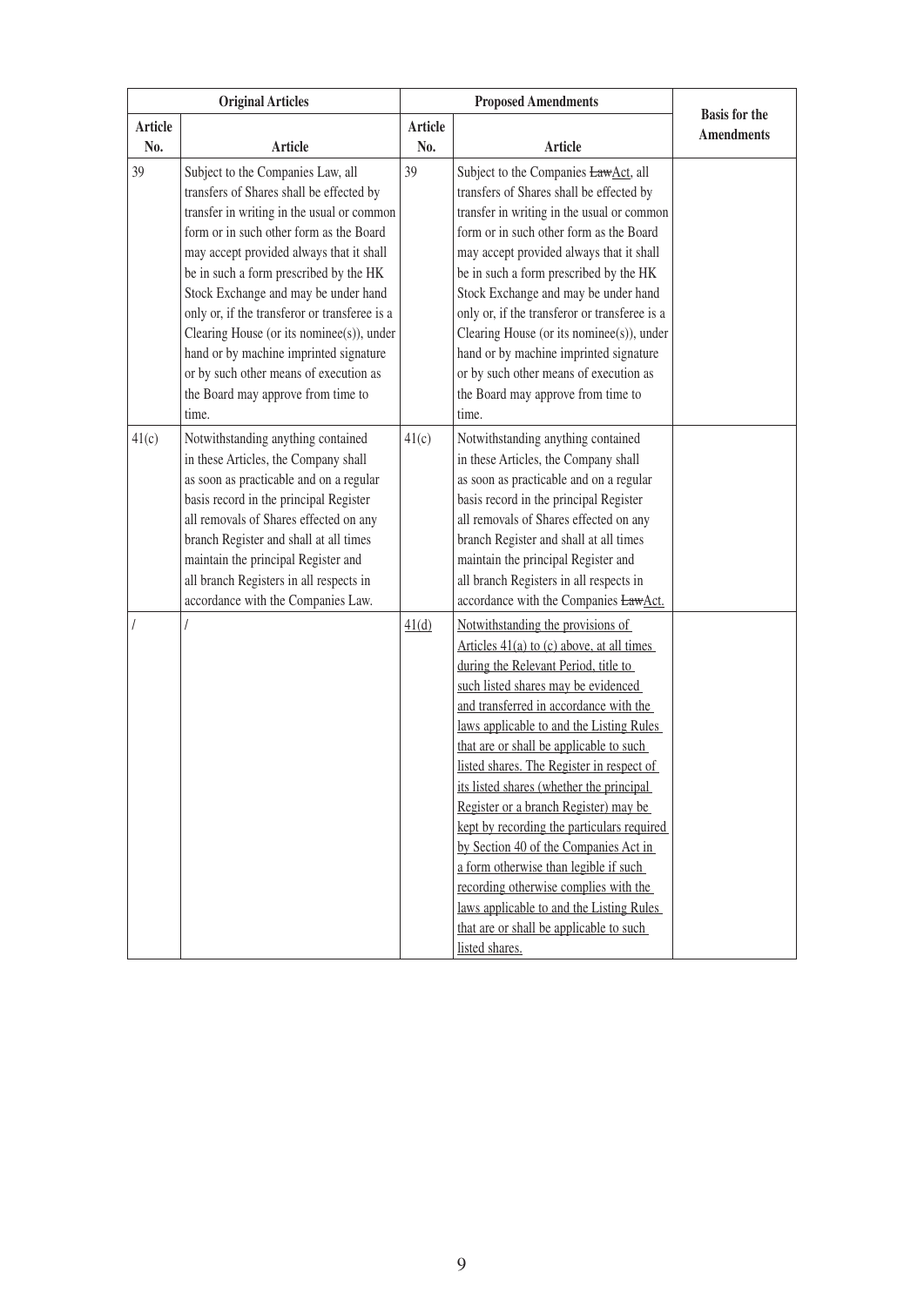| Original Articles | | Proposed Amendments | | Basis for the Amendments |
|---|---|---|---|---|
| Article No. | Article | Article No. | Article | |
| 39 | Subject to the Companies Law, all transfers of Shares shall be effected by transfer in writing in the usual or common form or in such other form as the Board may accept provided always that it shall be in such a form prescribed by the HK Stock Exchange and may be under hand only or, if the transferor or transferee is a Clearing House (or its nominee(s)), under hand or by machine imprinted signature or by such other means of execution as the Board may approve from time to time. | 39 | Subject to the Companies ~~Law~~Act, all transfers of Shares shall be effected by transfer in writing in the usual or common form or in such other form as the Board may accept provided always that it shall be in such a form prescribed by the HK Stock Exchange and may be under hand only or, if the transferor or transferee is a Clearing House (or its nominee(s)), under hand or by machine imprinted signature or by such other means of execution as the Board may approve from time to time. | |
| 41(c) | Notwithstanding anything contained in these Articles, the Company shall as soon as practicable and on a regular basis record in the principal Register all removals of Shares effected on any branch Register and shall at all times maintain the principal Register and all branch Registers in all respects in accordance with the Companies Law. | 41(c) | Notwithstanding anything contained in these Articles, the Company shall as soon as practicable and on a regular basis record in the principal Register all removals of Shares effected on any branch Register and shall at all times maintain the principal Register and all branch Registers in all respects in accordance with the Companies ~~Law~~Act. | |
| / | / | 41(d) | Notwithstanding the provisions of Articles 41(a) to (c) above, at all times during the Relevant Period, title to such listed shares may be evidenced and transferred in accordance with the laws applicable to and the Listing Rules that are or shall be applicable to such listed shares. The Register in respect of its listed shares (whether the principal Register or a branch Register) may be kept by recording the particulars required by Section 40 of the Companies Act in a form otherwise than legible if such recording otherwise complies with the laws applicable to and the Listing Rules that are or shall be applicable to such listed shares. | |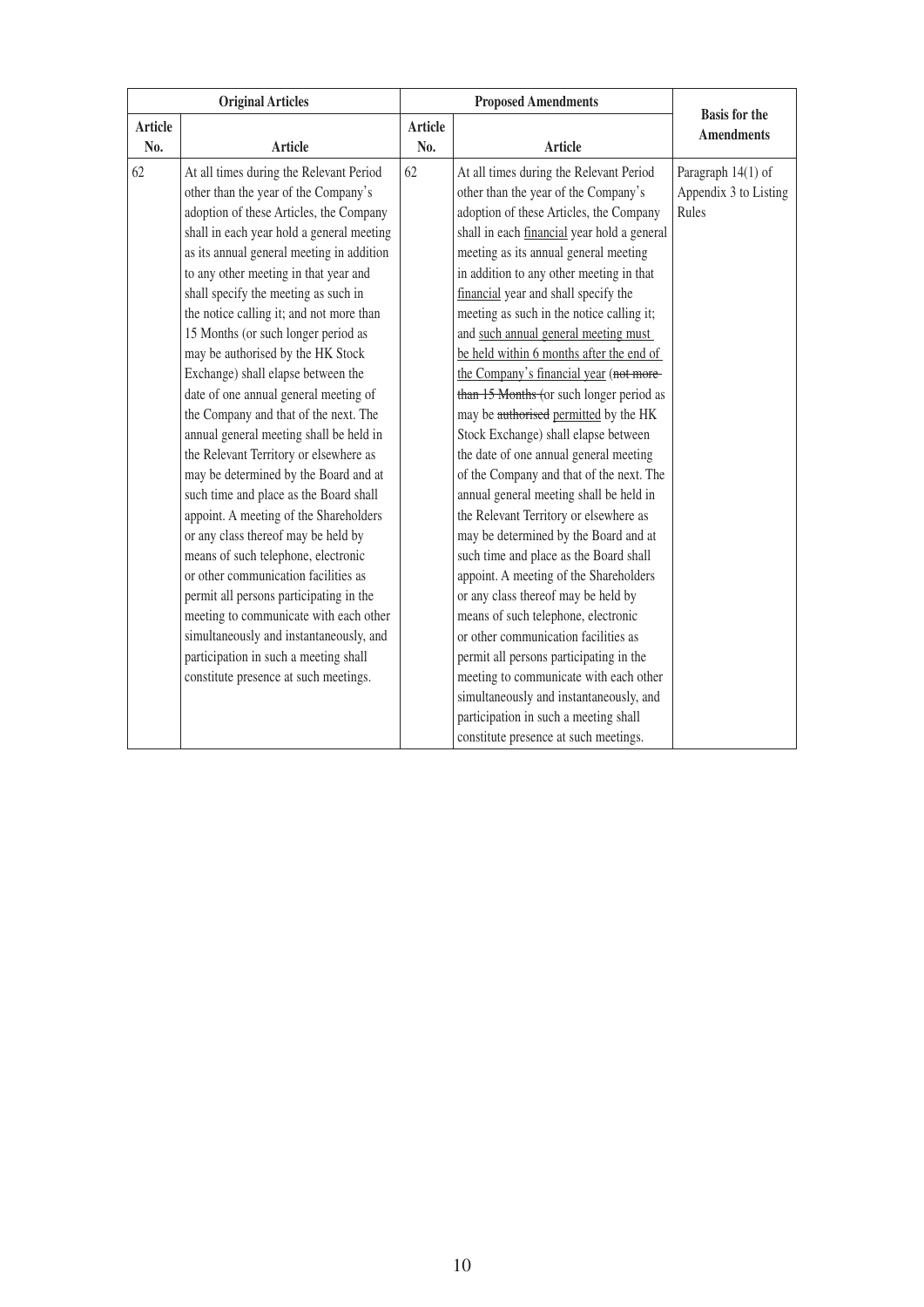| Original Articles | | Proposed Amendments | | Basis for the Amendments |
|---|---|---|---|---|
| Article No. | Article | Article No. | Article | |
| 62 | At all times during the Relevant Period other than the year of the Company's adoption of these Articles, the Company shall in each year hold a general meeting as its annual general meeting in addition to any other meeting in that year and shall specify the meeting as such in the notice calling it; and not more than 15 Months (or such longer period as may be authorised by the HK Stock Exchange) shall elapse between the date of one annual general meeting of the Company and that of the next. The annual general meeting shall be held in the Relevant Territory or elsewhere as may be determined by the Board and at such time and place as the Board shall appoint. A meeting of the Shareholders or any class thereof may be held by means of such telephone, electronic or other communication facilities as permit all persons participating in the meeting to communicate with each other simultaneously and instantaneously, and participation in such a meeting shall constitute presence at such meetings. | 62 | At all times during the Relevant Period other than the year of the Company's adoption of these Articles, the Company shall in each financial year hold a general meeting as its annual general meeting in addition to any other meeting in that financial year and shall specify the meeting as such in the notice calling it; and such annual general meeting must be held within 6 months after the end of the Company's financial year (~~not more than 15 Months (~~or such longer period as may be ~~authorised~~ permitted by the HK Stock Exchange) shall elapse between the date of one annual general meeting of the Company and that of the next. The annual general meeting shall be held in the Relevant Territory or elsewhere as may be determined by the Board and at such time and place as the Board shall appoint. A meeting of the Shareholders or any class thereof may be held by means of such telephone, electronic or other communication facilities as permit all persons participating in the meeting to communicate with each other simultaneously and instantaneously, and participation in such a meeting shall constitute presence at such meetings. | Paragraph 14(1) of Appendix 3 to Listing Rules |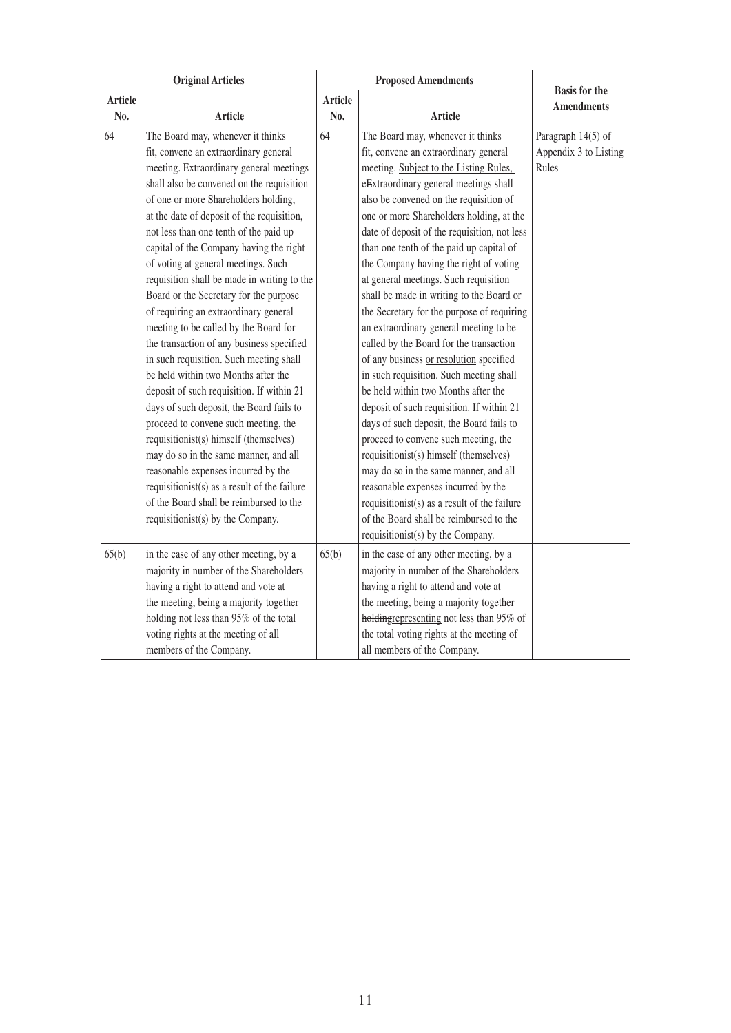| Original Articles | | Proposed Amendments | | Basis for the Amendments |
|---|---|---|---|---|
| Article No. | Article | Article No. | Article | |
| 64 | The Board may, whenever it thinks fit, convene an extraordinary general meeting. Extraordinary general meetings shall also be convened on the requisition of one or more Shareholders holding, at the date of deposit of the requisition, not less than one tenth of the paid up capital of the Company having the right of voting at general meetings. Such requisition shall be made in writing to the Board or the Secretary for the purpose of requiring an extraordinary general meeting to be called by the Board for the transaction of any business specified in such requisition. Such meeting shall be held within two Months after the deposit of such requisition. If within 21 days of such deposit, the Board fails to proceed to convene such meeting, the requisitionist(s) himself (themselves) may do so in the same manner, and all reasonable expenses incurred by the requisitionist(s) as a result of the failure of the Board shall be reimbursed to the requisitionist(s) by the Company. | 64 | The Board may, whenever it thinks fit, convene an extraordinary general meeting. <u>Subject to the Listing Rules,</u> <u>e</u>~~E~~xtraordinary general meetings shall also be convened on the requisition of one or more Shareholders holding, at the date of deposit of the requisition, not less than one tenth of the paid up capital of the Company having the right of voting at general meetings. Such requisition shall be made in writing to the Board or the Secretary for the purpose of requiring an extraordinary general meeting to be called by the Board for the transaction of any business <u>or resolution</u> specified in such requisition. Such meeting shall be held within two Months after the deposit of such requisition. If within 21 days of such deposit, the Board fails to proceed to convene such meeting, the requisitionist(s) himself (themselves) may do so in the same manner, and all reasonable expenses incurred by the requisitionist(s) as a result of the failure of the Board shall be reimbursed to the requisitionist(s) by the Company. | Paragraph 14(5) of Appendix 3 to Listing Rules |
| 65(b) | in the case of any other meeting, by a majority in number of the Shareholders having a right to attend and vote at the meeting, being a majority together holding not less than 95% of the total voting rights at the meeting of all members of the Company. | 65(b) | in the case of any other meeting, by a majority in number of the Shareholders having a right to attend and vote at the meeting, being a majority ~~together holding~~<u>representing</u> not less than 95% of the total voting rights at the meeting of all members of the Company. | |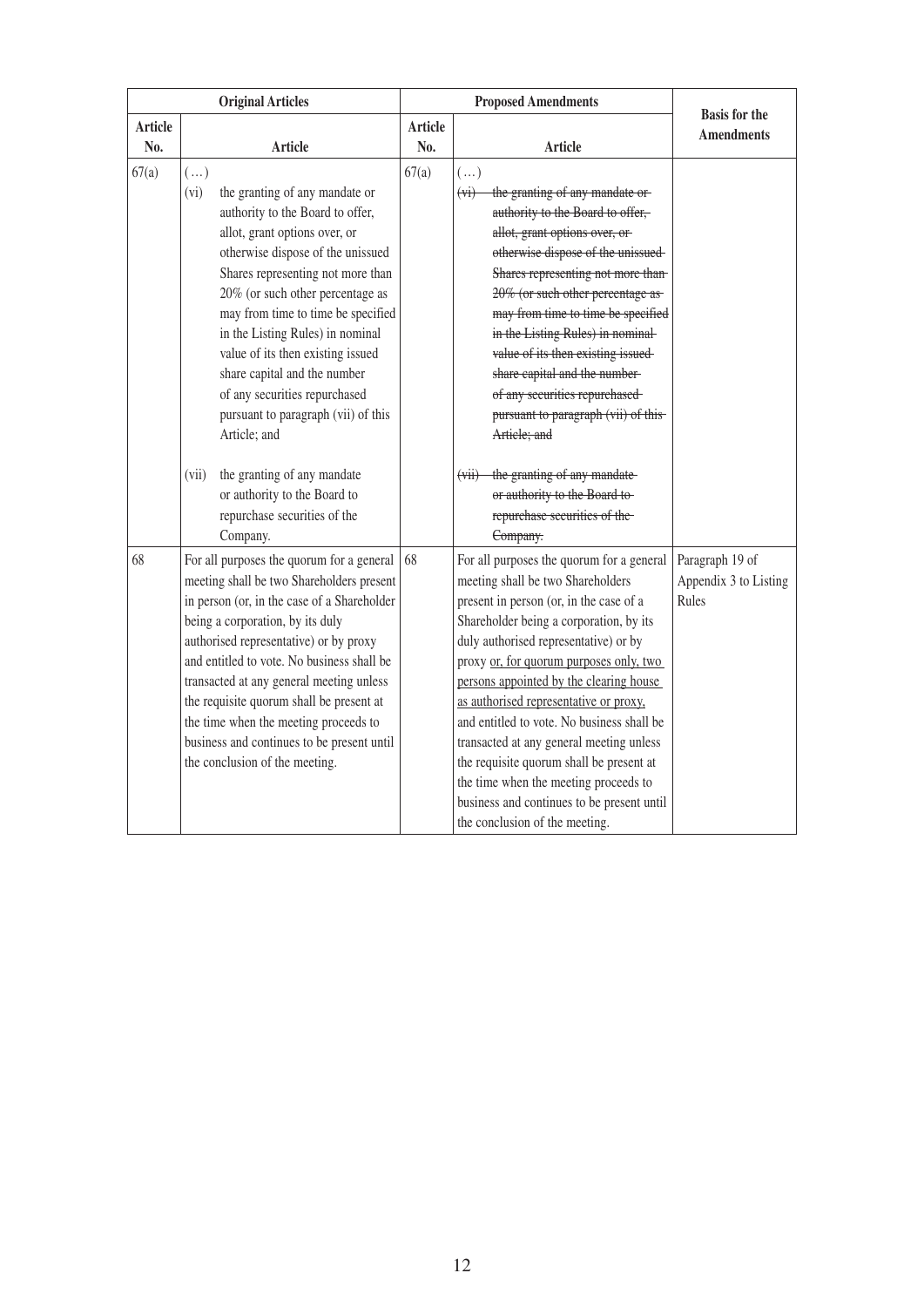| Original Articles | | Proposed Amendments | | Basis for the Amendments |
|---|---|---|---|---|
| Article No. | Article | Article No. | Article | |
| 67(a) | (…)<br>(vi) the granting of any mandate or authority to the Board to offer, allot, grant options over, or otherwise dispose of the unissued Shares representing not more than 20% (or such other percentage as may from time to time be specified in the Listing Rules) in nominal value of its then existing issued share capital and the number of any securities repurchased pursuant to paragraph (vii) of this Article; and<br><br>(vii) the granting of any mandate or authority to the Board to repurchase securities of the Company. | 67(a) | (…)<br>~~(vi) the granting of any mandate or authority to the Board to offer, allot, grant options over, or otherwise dispose of the unissued Shares representing not more than 20% (or such other percentage as may from time to time be specified in the Listing Rules) in nominal value of its then existing issued share capital and the number of any securities repurchased pursuant to paragraph (vii) of this Article; and~~<br><br>~~(vii) the granting of any mandate or authority to the Board to repurchase securities of the Company.~~ | |
| 68 | For all purposes the quorum for a general meeting shall be two Shareholders present in person (or, in the case of a Shareholder being a corporation, by its duly authorised representative) or by proxy and entitled to vote. No business shall be transacted at any general meeting unless the requisite quorum shall be present at the time when the meeting proceeds to business and continues to be present until the conclusion of the meeting. | 68 | For all purposes the quorum for a general meeting shall be two Shareholders present in person (or, in the case of a Shareholder being a corporation, by its duly authorised representative) or by proxy <u>or, for quorum purposes only, two persons appointed by the clearing house as authorised representative or proxy,</u> and entitled to vote. No business shall be transacted at any general meeting unless the requisite quorum shall be present at the time when the meeting proceeds to business and continues to be present until the conclusion of the meeting. | Paragraph 19 of Appendix 3 to Listing Rules |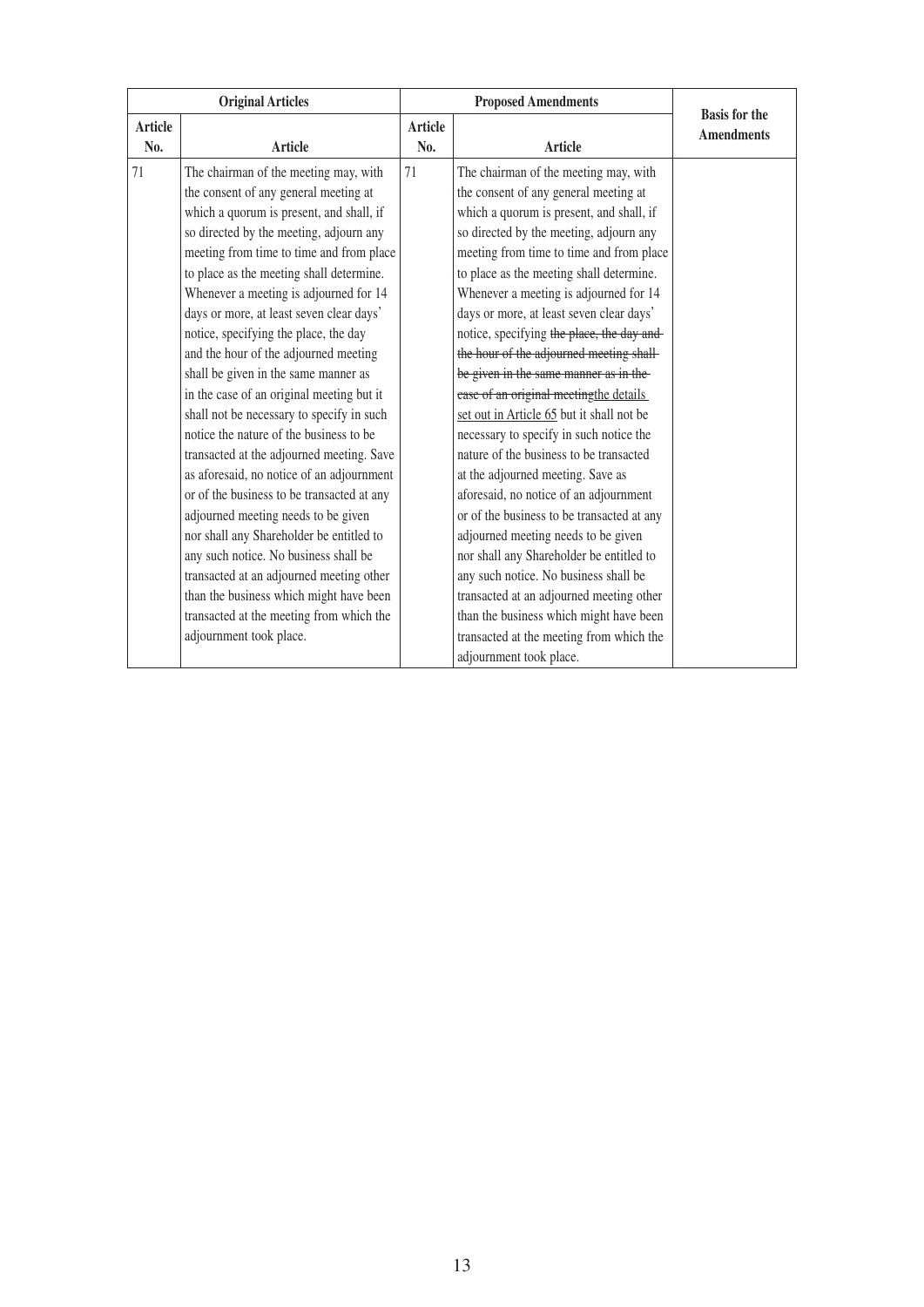| Original Articles | | Proposed Amendments | | Basis for the Amendments |
|---|---|---|---|---|
| Article No. | Article | Article No. | Article | |
| 71 | The chairman of the meeting may, with the consent of any general meeting at which a quorum is present, and shall, if so directed by the meeting, adjourn any meeting from time to time and from place to place as the meeting shall determine. Whenever a meeting is adjourned for 14 days or more, at least seven clear days' notice, specifying the place, the day and the hour of the adjourned meeting shall be given in the same manner as in the case of an original meeting but it shall not be necessary to specify in such notice the nature of the business to be transacted at the adjourned meeting. Save as aforesaid, no notice of an adjournment or of the business to be transacted at any adjourned meeting needs to be given nor shall any Shareholder be entitled to any such notice. No business shall be transacted at an adjourned meeting other than the business which might have been transacted at the meeting from which the adjournment took place. | 71 | The chairman of the meeting may, with the consent of any general meeting at which a quorum is present, and shall, if so directed by the meeting, adjourn any meeting from time to time and from place to place as the meeting shall determine. Whenever a meeting is adjourned for 14 days or more, at least seven clear days' notice, specifying ~~the place, the day and the hour of the adjourned meeting shall be given in the same manner as in the case of an original meeting~~<u>the details set out in Article 65</u> but it shall not be necessary to specify in such notice the nature of the business to be transacted at the adjourned meeting. Save as aforesaid, no notice of an adjournment or of the business to be transacted at any adjourned meeting needs to be given nor shall any Shareholder be entitled to any such notice. No business shall be transacted at an adjourned meeting other than the business which might have been transacted at the meeting from which the adjournment took place. | |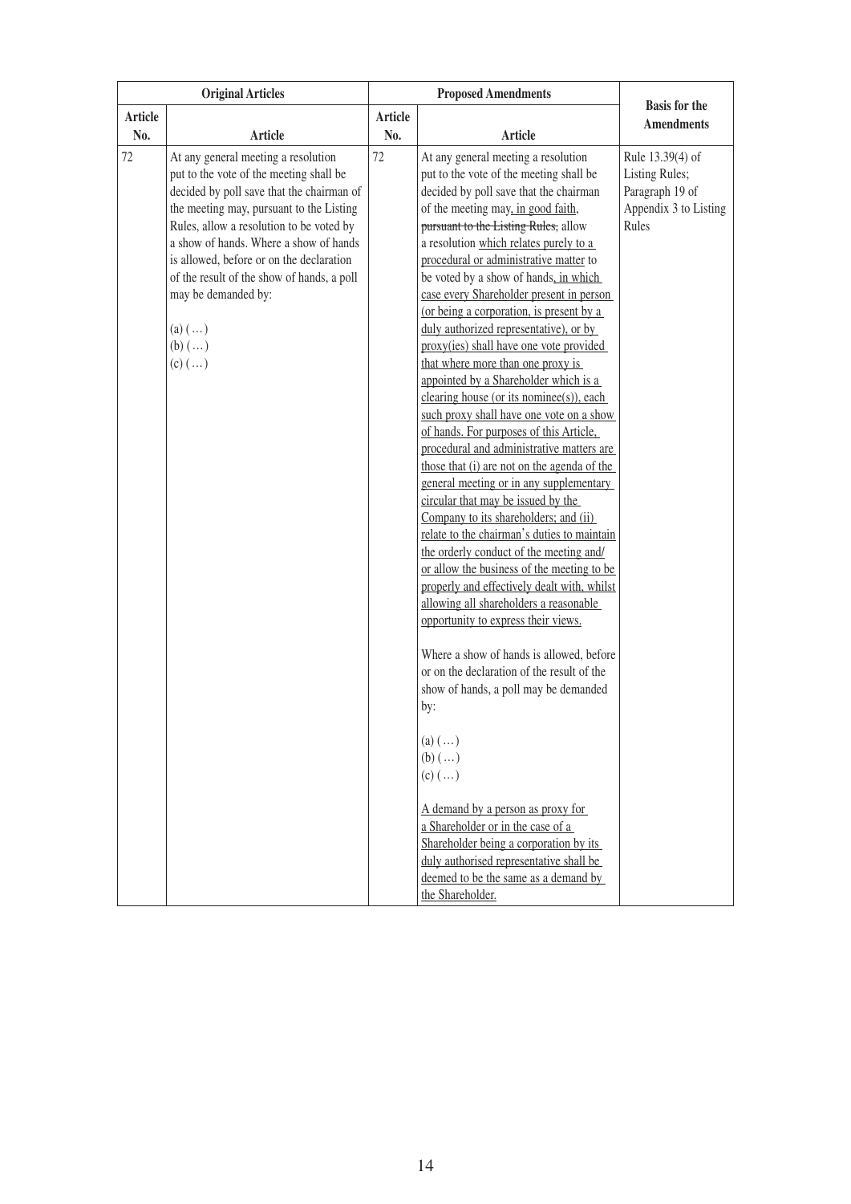| Original Articles | | Proposed Amendments | | Basis for the Amendments |
|---|---|---|---|---|
| Article No. | Article | Article No. | Article | |
| 72 | At any general meeting a resolution put to the vote of the meeting shall be decided by poll save that the chairman of the meeting may, pursuant to the Listing Rules, allow a resolution to be voted by a show of hands. Where a show of hands is allowed, before or on the declaration of the result of the show of hands, a poll may be demanded by:<br><br>(a) (…)<br>(b) (…)<br>(c) (…) | 72 | At any general meeting a resolution put to the vote of the meeting shall be decided by poll save that the chairman of the meeting may<ins>, in good faith,</ins> ~~pursuant to the Listing Rules,~~ allow a resolution <ins>which relates purely to a procedural or administrative matter</ins> to be voted by a show of hands<ins>, in which case every Shareholder present in person (or being a corporation, is present by a duly authorized representative), or by proxy(ies) shall have one vote provided that where more than one proxy is appointed by a Shareholder which is a clearing house (or its nominee(s)), each such proxy shall have one vote on a show of hands. For purposes of this Article, procedural and administrative matters are those that (i) are not on the agenda of the general meeting or in any supplementary circular that may be issued by the Company to its shareholders; and (ii) relate to the chairman's duties to maintain the orderly conduct of the meeting and/or allow the business of the meeting to be properly and effectively dealt with, whilst allowing all shareholders a reasonable opportunity to express their views.</ins><br><br>Where a show of hands is allowed, before or on the declaration of the result of the show of hands, a poll may be demanded by:<br><br>(a) (…)<br>(b) (…)<br>(c) (…)<br><br><ins>A demand by a person as proxy for a Shareholder or in the case of a Shareholder being a corporation by its duly authorised representative shall be deemed to be the same as a demand by the Shareholder.</ins> | Rule 13.39(4) of Listing Rules; Paragraph 19 of Appendix 3 to Listing Rules |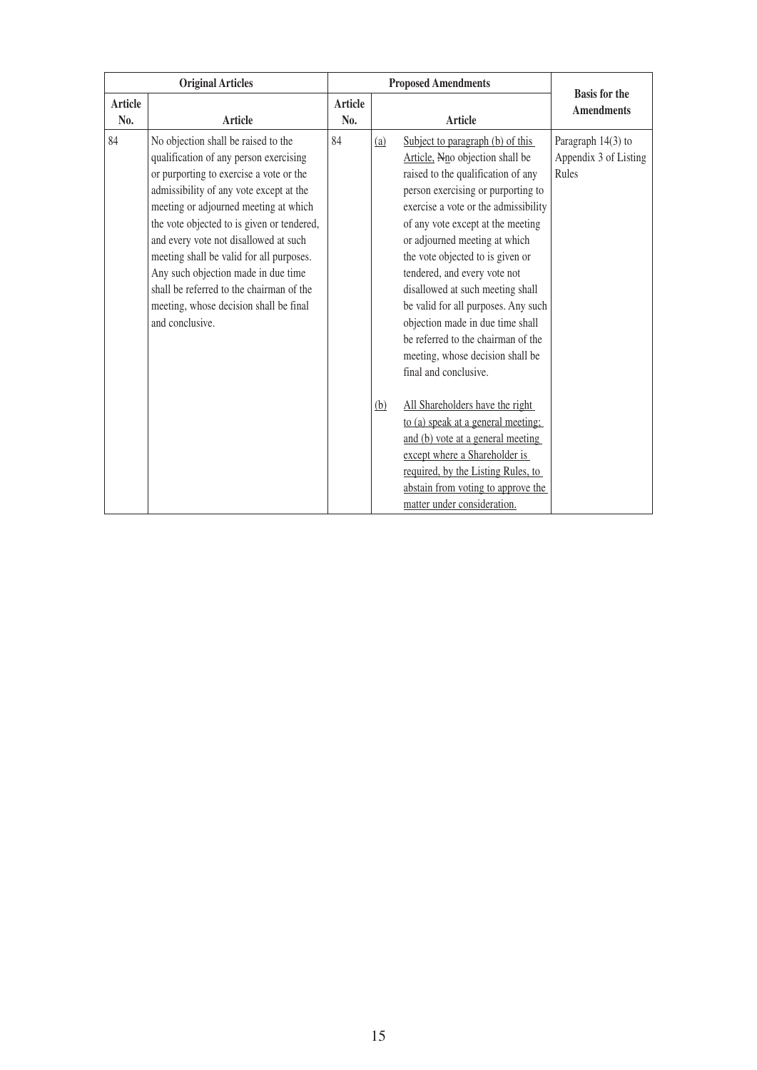| Original Articles | | Proposed Amendments | | Basis for the Amendments |
|---|---|---|---|---|
| Article No. | Article | Article No. | Article | |
| 84 | No objection shall be raised to the qualification of any person exercising or purporting to exercise a vote or the admissibility of any vote except at the meeting or adjourned meeting at which the vote objected to is given or tendered, and every vote not disallowed at such meeting shall be valid for all purposes. Any such objection made in due time shall be referred to the chairman of the meeting, whose decision shall be final and conclusive. | 84 | (a) Subject to paragraph (b) of this Article, ~~N~~no objection shall be raised to the qualification of any person exercising or purporting to exercise a vote or the admissibility of any vote except at the meeting or adjourned meeting at which the vote objected to is given or tendered, and every vote not disallowed at such meeting shall be valid for all purposes. Any such objection made in due time shall be referred to the chairman of the meeting, whose decision shall be final and conclusive.<br><br>(b) All Shareholders have the right to (a) speak at a general meeting; and (b) vote at a general meeting except where a Shareholder is required, by the Listing Rules, to abstain from voting to approve the matter under consideration. | Paragraph 14(3) to Appendix 3 of Listing Rules |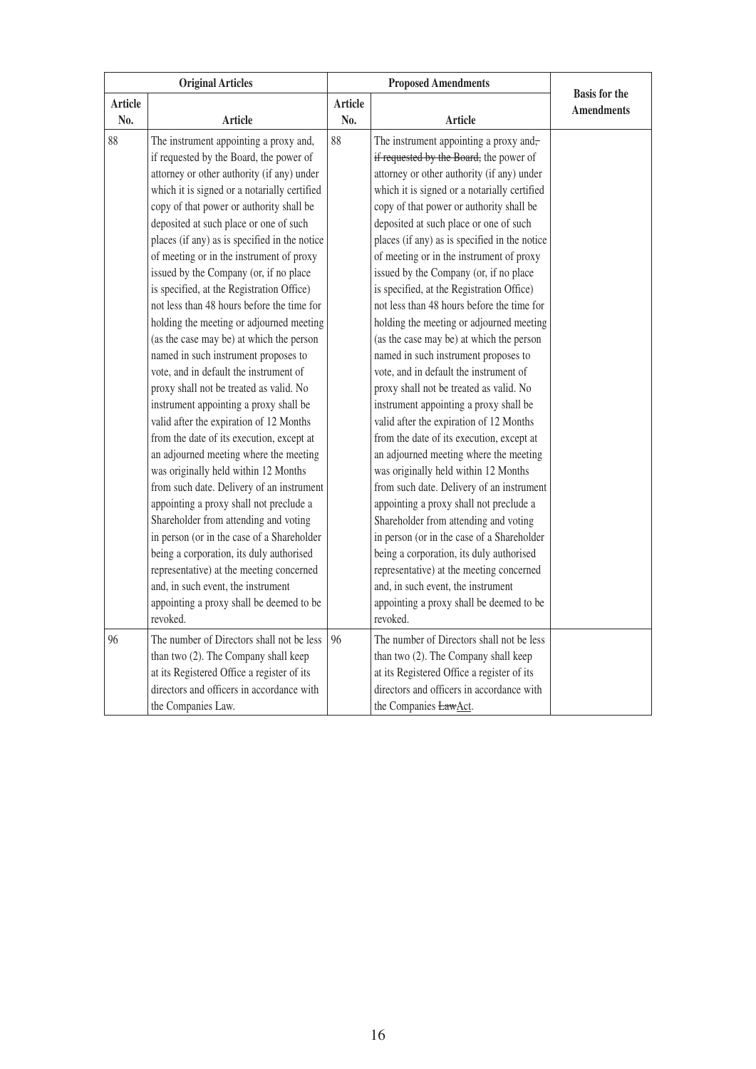| Original Articles | | Proposed Amendments | | Basis for the Amendments |
|---|---|---|---|---|
| Article No. | Article | Article No. | Article | |
| 88 | The instrument appointing a proxy and, if requested by the Board, the power of attorney or other authority (if any) under which it is signed or a notarially certified copy of that power or authority shall be deposited at such place or one of such places (if any) as is specified in the notice of meeting or in the instrument of proxy issued by the Company (or, if no place is specified, at the Registration Office) not less than 48 hours before the time for holding the meeting or adjourned meeting (as the case may be) at which the person named in such instrument proposes to vote, and in default the instrument of proxy shall not be treated as valid. No instrument appointing a proxy shall be valid after the expiration of 12 Months from the date of its execution, except at an adjourned meeting where the meeting was originally held within 12 Months from such date. Delivery of an instrument appointing a proxy shall not preclude a Shareholder from attending and voting in person (or in the case of a Shareholder being a corporation, its duly authorised representative) at the meeting concerned and, in such event, the instrument appointing a proxy shall be deemed to be revoked. | 88 | The instrument appointing a proxy and~~, if requested by the Board,~~ the power of attorney or other authority (if any) under which it is signed or a notarially certified copy of that power or authority shall be deposited at such place or one of such places (if any) as is specified in the notice of meeting or in the instrument of proxy issued by the Company (or, if no place is specified, at the Registration Office) not less than 48 hours before the time for holding the meeting or adjourned meeting (as the case may be) at which the person named in such instrument proposes to vote, and in default the instrument of proxy shall not be treated as valid. No instrument appointing a proxy shall be valid after the expiration of 12 Months from the date of its execution, except at an adjourned meeting where the meeting was originally held within 12 Months from such date. Delivery of an instrument appointing a proxy shall not preclude a Shareholder from attending and voting in person (or in the case of a Shareholder being a corporation, its duly authorised representative) at the meeting concerned and, in such event, the instrument appointing a proxy shall be deemed to be revoked. | |
| 96 | The number of Directors shall not be less than two (2). The Company shall keep at its Registered Office a register of its directors and officers in accordance with the Companies Law. | 96 | The number of Directors shall not be less than two (2). The Company shall keep at its Registered Office a register of its directors and officers in accordance with the Companies ~~Law~~<u>Act</u>. | |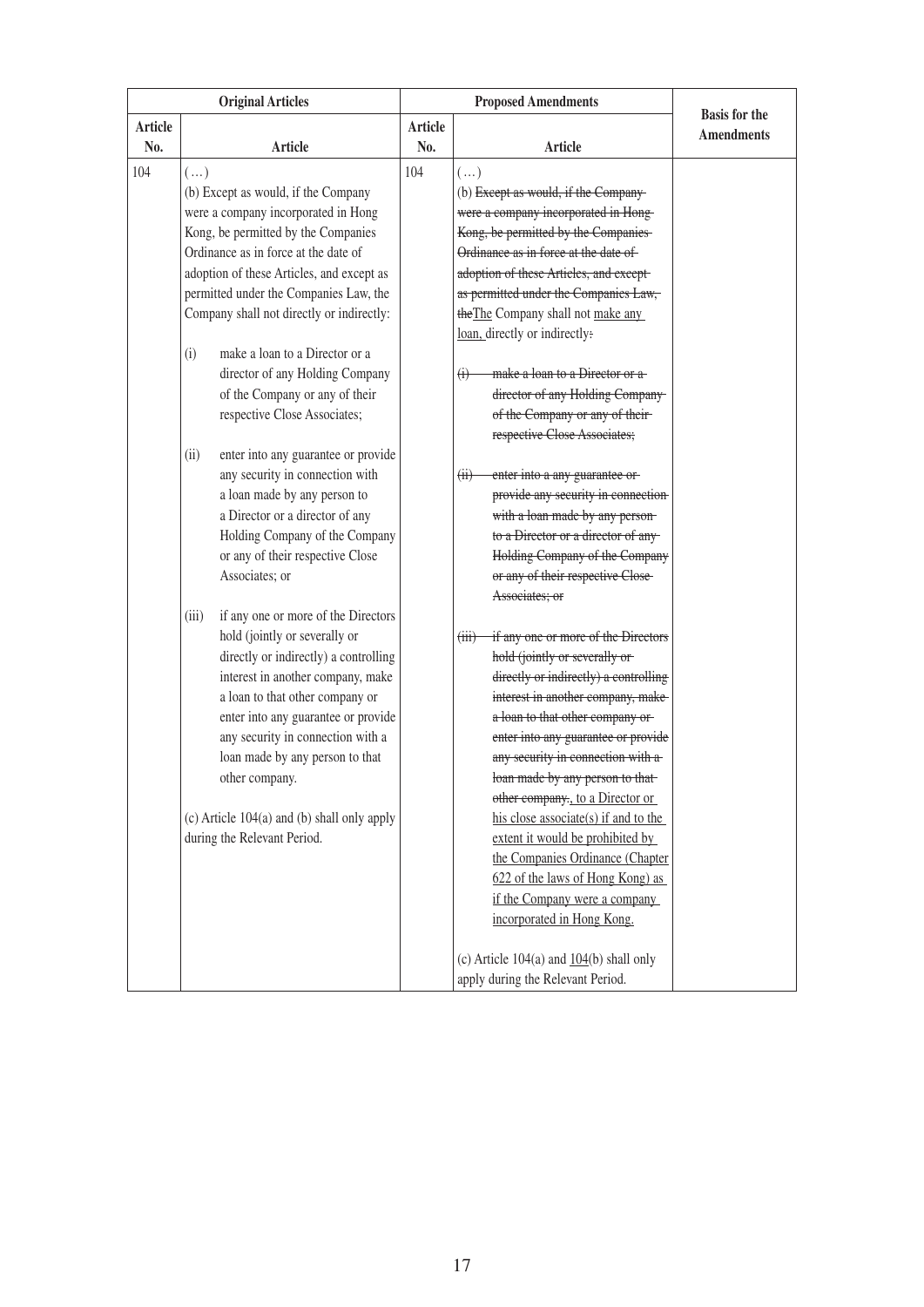| Original Articles | | Proposed Amendments | | Basis for the Amendments |
|---|---|---|---|---|
| Article No. | Article | Article No. | Article | |
| 104 | (…)<br><br>(b) Except as would, if the Company were a company incorporated in Hong Kong, be permitted by the Companies Ordinance as in force at the date of adoption of these Articles, and except as permitted under the Companies Law, the Company shall not directly or indirectly:<br><br>(i) make a loan to a Director or a director of any Holding Company of the Company or any of their respective Close Associates;<br><br>(ii) enter into any guarantee or provide any security in connection with a loan made by any person to a Director or a director of any Holding Company of the Company or any of their respective Close Associates; or<br><br>(iii) if any one or more of the Directors hold (jointly or severally or directly or indirectly) a controlling interest in another company, make a loan to that other company or enter into any guarantee or provide any security in connection with a loan made by any person to that other company.<br><br>(c) Article 104(a) and (b) shall only apply during the Relevant Period. | 104 | (…)<br><br>(b) ~~Except as would, if the Company were a company incorporated in Hong Kong, be permitted by the Companies Ordinance as in force at the date of adoption of these Articles, and except as permitted under the Companies Law, the~~<u>The</u> Company shall not <u>make any loan,</u> directly or indirectly~~:~~<br><br>~~(i) make a loan to a Director or a director of any Holding Company of the Company or any of their respective Close Associates;~~<br><br>~~(ii) enter into a any guarantee or provide any security in connection with a loan made by any person to a Director or a director of any Holding Company of the Company or any of their respective Close Associates; or~~<br><br>~~(iii) if any one or more of the Directors hold (jointly or severally or directly or indirectly) a controlling interest in another company, make a loan to that other company or enter into any guarantee or provide any security in connection with a loan made by any person to that other company.~~<u>, to a Director or his close associate(s) if and to the extent it would be prohibited by the Companies Ordinance (Chapter 622 of the laws of Hong Kong) as if the Company were a company incorporated in Hong Kong.</u><br><br>(c) Article 104(a) and <u>104</u>(b) shall only apply during the Relevant Period. | |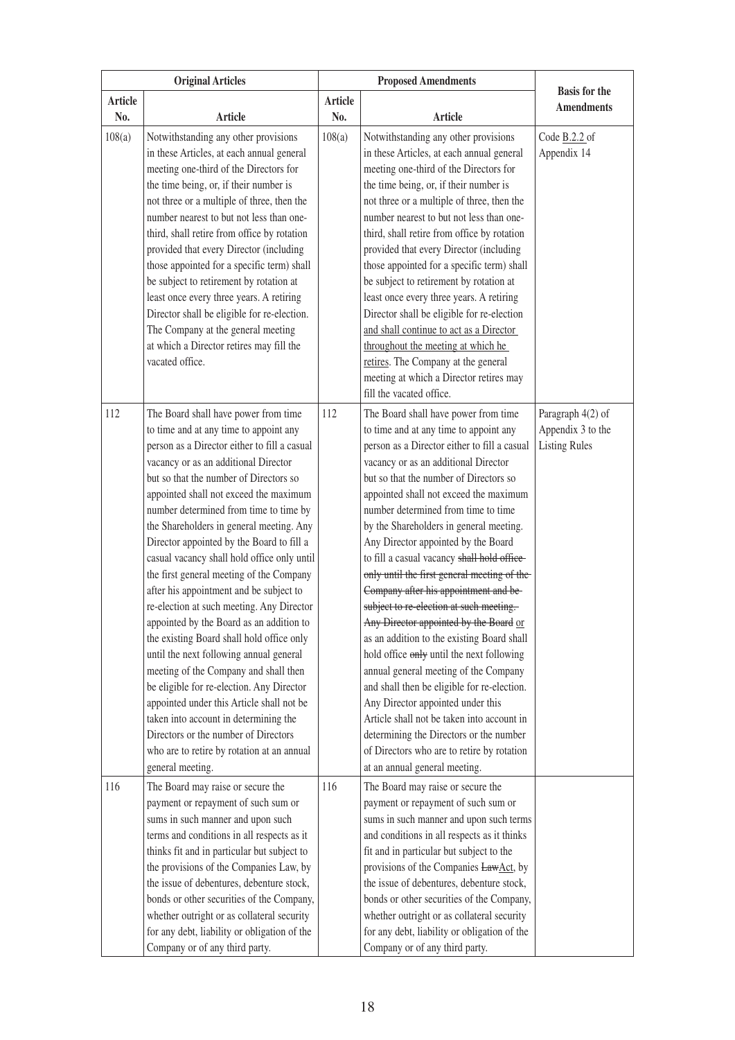| Original Articles | | Proposed Amendments | | Basis for the Amendments |
|---|---|---|---|---|
| Article No. | Article | Article No. | Article | |
| 108(a) | Notwithstanding any other provisions in these Articles, at each annual general meeting one-third of the Directors for the time being, or, if their number is not three or a multiple of three, then the number nearest to but not less than one-third, shall retire from office by rotation provided that every Director (including those appointed for a specific term) shall be subject to retirement by rotation at least once every three years. A retiring Director shall be eligible for re-election. The Company at the general meeting at which a Director retires may fill the vacated office. | 108(a) | Notwithstanding any other provisions in these Articles, at each annual general meeting one-third of the Directors for the time being, or, if their number is not three or a multiple of three, then the number nearest to but not less than one-third, shall retire from office by rotation provided that every Director (including those appointed for a specific term) shall be subject to retirement by rotation at least once every three years. A retiring Director shall be eligible for re-election <u>and shall continue to act as a Director throughout the meeting at which he retires</u>. The Company at the general meeting at which a Director retires may fill the vacated office. | Code <u>B.2.2</u> of Appendix 14 |
| 112 | The Board shall have power from time to time and at any time to appoint any person as a Director either to fill a casual vacancy or as an additional Director but so that the number of Directors so appointed shall not exceed the maximum number determined from time to time by the Shareholders in general meeting. Any Director appointed by the Board to fill a casual vacancy shall hold office only until the first general meeting of the Company after his appointment and be subject to re-election at such meeting. Any Director appointed by the Board as an addition to the existing Board shall hold office only until the next following annual general meeting of the Company and shall then be eligible for re-election. Any Director appointed under this Article shall not be taken into account in determining the Directors or the number of Directors who are to retire by rotation at an annual general meeting. | 112 | The Board shall have power from time to time and at any time to appoint any person as a Director either to fill a casual vacancy or as an additional Director but so that the number of Directors so appointed shall not exceed the maximum number determined from time to time by the Shareholders in general meeting. Any Director appointed by the Board to fill a casual vacancy ~~shall hold office only until the first general meeting of the Company after his appointment and be subject to re-election at such meeting. Any Director appointed by the Board~~ <u>or</u> as an addition to the existing Board shall hold office ~~only~~ until the next following annual general meeting of the Company and shall then be eligible for re-election. Any Director appointed under this Article shall not be taken into account in determining the Directors or the number of Directors who are to retire by rotation at an annual general meeting. | Paragraph 4(2) of Appendix 3 to the Listing Rules |
| 116 | The Board may raise or secure the payment or repayment of such sum or sums in such manner and upon such terms and conditions in all respects as it thinks fit and in particular but subject to the provisions of the Companies Law, by the issue of debentures, debenture stock, bonds or other securities of the Company, whether outright or as collateral security for any debt, liability or obligation of the Company or of any third party. | 116 | The Board may raise or secure the payment or repayment of such sum or sums in such manner and upon such terms and conditions in all respects as it thinks fit and in particular but subject to the provisions of the Companies ~~Law~~<u>Act</u>, by the issue of debentures, debenture stock, bonds or other securities of the Company, whether outright or as collateral security for any debt, liability or obligation of the Company or of any third party. | |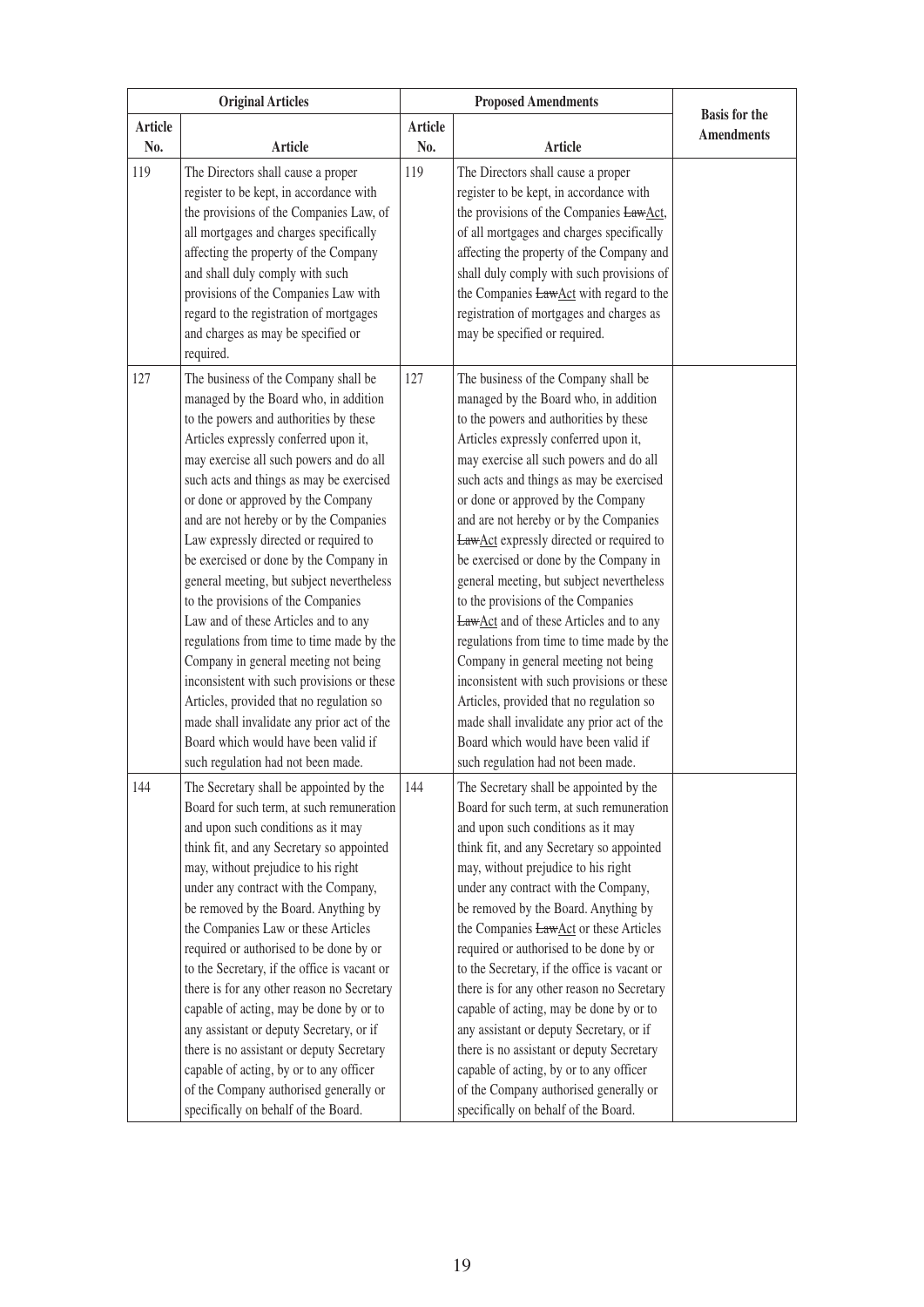| Original Articles | | Proposed Amendments | | Basis for the Amendments |
|---|---|---|---|---|
| Article No. | Article | Article No. | Article | |
| 119 | The Directors shall cause a proper register to be kept, in accordance with the provisions of the Companies Law, of all mortgages and charges specifically affecting the property of the Company and shall duly comply with such provisions of the Companies Law with regard to the registration of mortgages and charges as may be specified or required. | 119 | The Directors shall cause a proper register to be kept, in accordance with the provisions of the Companies ~~Law~~Act, of all mortgages and charges specifically affecting the property of the Company and shall duly comply with such provisions of the Companies ~~Law~~Act with regard to the registration of mortgages and charges as may be specified or required. | |
| 127 | The business of the Company shall be managed by the Board who, in addition to the powers and authorities by these Articles expressly conferred upon it, may exercise all such powers and do all such acts and things as may be exercised or done or approved by the Company and are not hereby or by the Companies Law expressly directed or required to be exercised or done by the Company in general meeting, but subject nevertheless to the provisions of the Companies Law and of these Articles and to any regulations from time to time made by the Company in general meeting not being inconsistent with such provisions or these Articles, provided that no regulation so made shall invalidate any prior act of the Board which would have been valid if such regulation had not been made. | 127 | The business of the Company shall be managed by the Board who, in addition to the powers and authorities by these Articles expressly conferred upon it, may exercise all such powers and do all such acts and things as may be exercised or done or approved by the Company and are not hereby or by the Companies ~~Law~~Act expressly directed or required to be exercised or done by the Company in general meeting, but subject nevertheless to the provisions of the Companies ~~Law~~Act and of these Articles and to any regulations from time to time made by the Company in general meeting not being inconsistent with such provisions or these Articles, provided that no regulation so made shall invalidate any prior act of the Board which would have been valid if such regulation had not been made. | |
| 144 | The Secretary shall be appointed by the Board for such term, at such remuneration and upon such conditions as it may think fit, and any Secretary so appointed may, without prejudice to his right under any contract with the Company, be removed by the Board. Anything by the Companies Law or these Articles required or authorised to be done by or to the Secretary, if the office is vacant or there is for any other reason no Secretary capable of acting, may be done by or to any assistant or deputy Secretary, or if there is no assistant or deputy Secretary capable of acting, by or to any officer of the Company authorised generally or specifically on behalf of the Board. | 144 | The Secretary shall be appointed by the Board for such term, at such remuneration and upon such conditions as it may think fit, and any Secretary so appointed may, without prejudice to his right under any contract with the Company, be removed by the Board. Anything by the Companies ~~Law~~Act or these Articles required or authorised to be done by or to the Secretary, if the office is vacant or there is for any other reason no Secretary capable of acting, may be done by or to any assistant or deputy Secretary, or if there is no assistant or deputy Secretary capable of acting, by or to any officer of the Company authorised generally or specifically on behalf of the Board. | |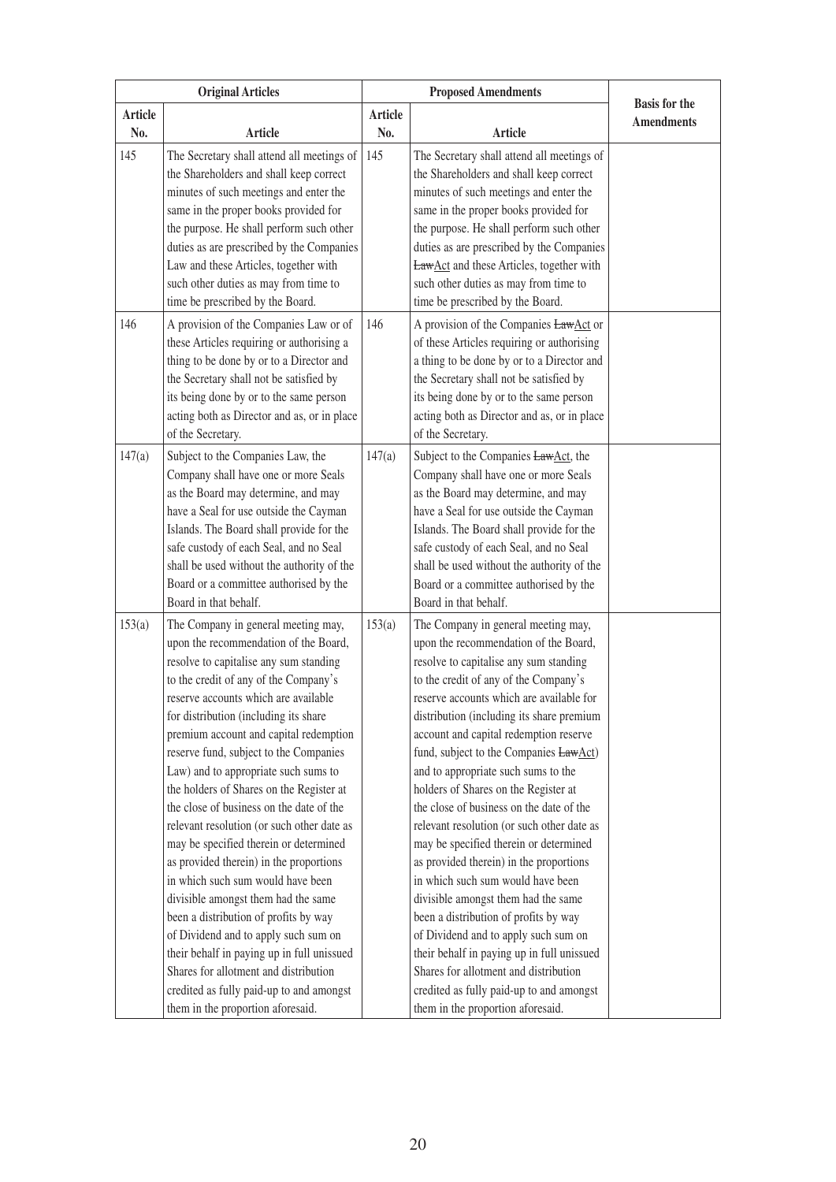| Original Articles | | Proposed Amendments | | Basis for the Amendments |
|---|---|---|---|---|
| Article No. | Article | Article No. | Article | |
| 145 | The Secretary shall attend all meetings of the Shareholders and shall keep correct minutes of such meetings and enter the same in the proper books provided for the purpose. He shall perform such other duties as are prescribed by the Companies Law and these Articles, together with such other duties as may from time to time be prescribed by the Board. | 145 | The Secretary shall attend all meetings of the Shareholders and shall keep correct minutes of such meetings and enter the same in the proper books provided for the purpose. He shall perform such other duties as are prescribed by the Companies ~~Law~~Act and these Articles, together with such other duties as may from time to time be prescribed by the Board. | |
| 146 | A provision of the Companies Law or of these Articles requiring or authorising a thing to be done by or to a Director and the Secretary shall not be satisfied by its being done by or to the same person acting both as Director and as, or in place of the Secretary. | 146 | A provision of the Companies ~~Law~~Act or of these Articles requiring or authorising a thing to be done by or to a Director and the Secretary shall not be satisfied by its being done by or to the same person acting both as Director and as, or in place of the Secretary. | |
| 147(a) | Subject to the Companies Law, the Company shall have one or more Seals as the Board may determine, and may have a Seal for use outside the Cayman Islands. The Board shall provide for the safe custody of each Seal, and no Seal shall be used without the authority of the Board or a committee authorised by the Board in that behalf. | 147(a) | Subject to the Companies ~~Law~~Act, the Company shall have one or more Seals as the Board may determine, and may have a Seal for use outside the Cayman Islands. The Board shall provide for the safe custody of each Seal, and no Seal shall be used without the authority of the Board or a committee authorised by the Board in that behalf. | |
| 153(a) | The Company in general meeting may, upon the recommendation of the Board, resolve to capitalise any sum standing to the credit of any of the Company's reserve accounts which are available for distribution (including its share premium account and capital redemption reserve fund, subject to the Companies Law) and to appropriate such sums to the holders of Shares on the Register at the close of business on the date of the relevant resolution (or such other date as may be specified therein or determined as provided therein) in the proportions in which such sum would have been divisible amongst them had the same been a distribution of profits by way of Dividend and to apply such sum on their behalf in paying up in full unissued Shares for allotment and distribution credited as fully paid-up to and amongst them in the proportion aforesaid. | 153(a) | The Company in general meeting may, upon the recommendation of the Board, resolve to capitalise any sum standing to the credit of any of the Company's reserve accounts which are available for distribution (including its share premium account and capital redemption reserve fund, subject to the Companies ~~Law~~Act) and to appropriate such sums to the holders of Shares on the Register at the close of business on the date of the relevant resolution (or such other date as may be specified therein or determined as provided therein) in the proportions in which such sum would have been divisible amongst them had the same been a distribution of profits by way of Dividend and to apply such sum on their behalf in paying up in full unissued Shares for allotment and distribution credited as fully paid-up to and amongst them in the proportion aforesaid. | |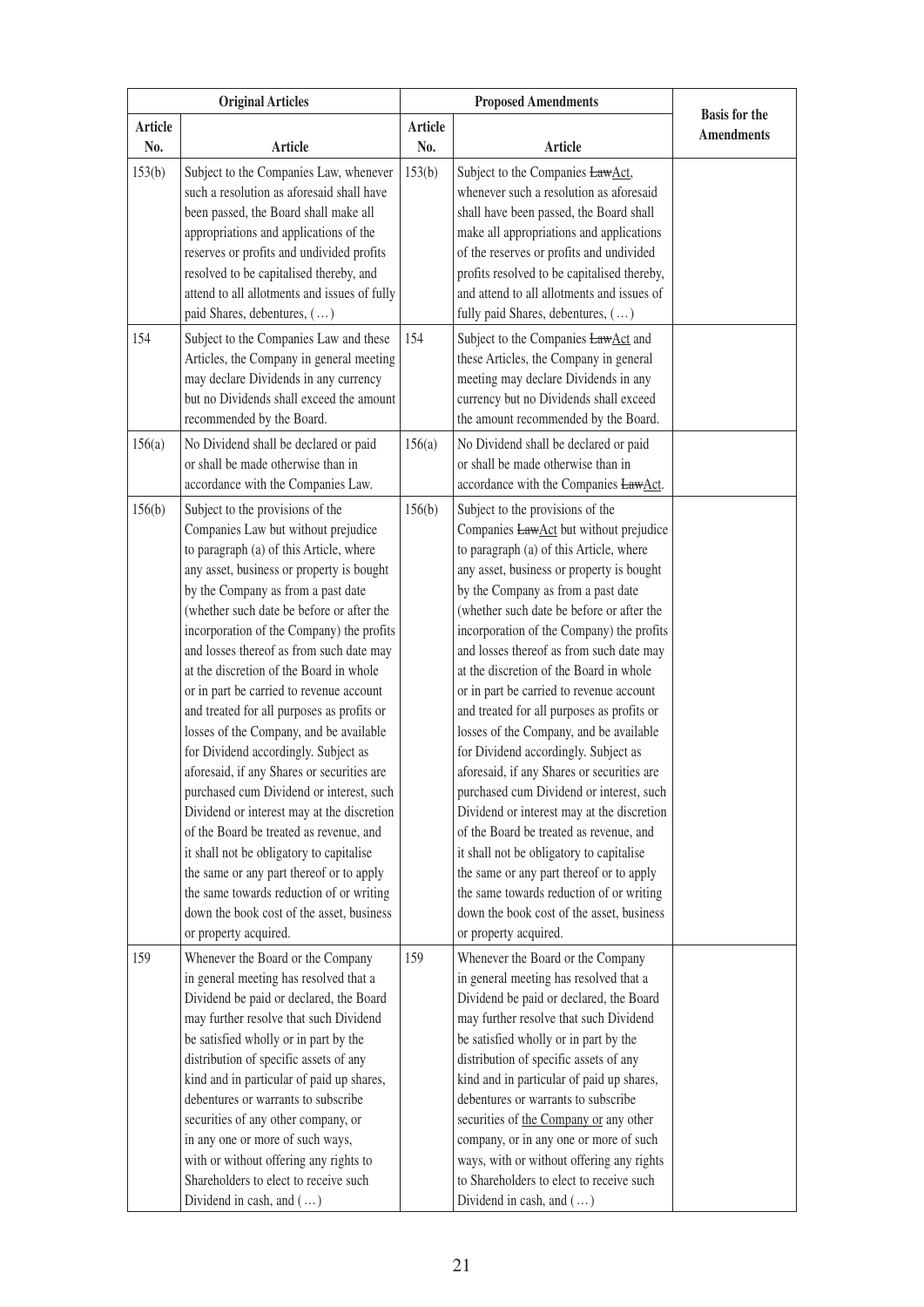| Original Articles | | Proposed Amendments | | Basis for the Amendments |
|---|---|---|---|---|
| Article No. | Article | Article No. | Article | |
| 153(b) | Subject to the Companies Law, whenever such a resolution as aforesaid shall have been passed, the Board shall make all appropriations and applications of the reserves or profits and undivided profits resolved to be capitalised thereby, and attend to all allotments and issues of fully paid Shares, debentures, (…) | 153(b) | Subject to the Companies ~~Law~~Act, whenever such a resolution as aforesaid shall have been passed, the Board shall make all appropriations and applications of the reserves or profits and undivided profits resolved to be capitalised thereby, and attend to all allotments and issues of fully paid Shares, debentures, (…) | |
| 154 | Subject to the Companies Law and these Articles, the Company in general meeting may declare Dividends in any currency but no Dividends shall exceed the amount recommended by the Board. | 154 | Subject to the Companies ~~Law~~Act and these Articles, the Company in general meeting may declare Dividends in any currency but no Dividends shall exceed the amount recommended by the Board. | |
| 156(a) | No Dividend shall be declared or paid or shall be made otherwise than in accordance with the Companies Law. | 156(a) | No Dividend shall be declared or paid or shall be made otherwise than in accordance with the Companies ~~Law~~Act. | |
| 156(b) | Subject to the provisions of the Companies Law but without prejudice to paragraph (a) of this Article, where any asset, business or property is bought by the Company as from a past date (whether such date be before or after the incorporation of the Company) the profits and losses thereof as from such date may at the discretion of the Board in whole or in part be carried to revenue account and treated for all purposes as profits or losses of the Company, and be available for Dividend accordingly. Subject as aforesaid, if any Shares or securities are purchased cum Dividend or interest, such Dividend or interest may at the discretion of the Board be treated as revenue, and it shall not be obligatory to capitalise the same or any part thereof or to apply the same towards reduction of or writing down the book cost of the asset, business or property acquired. | 156(b) | Subject to the provisions of the Companies ~~Law~~Act but without prejudice to paragraph (a) of this Article, where any asset, business or property is bought by the Company as from a past date (whether such date be before or after the incorporation of the Company) the profits and losses thereof as from such date may at the discretion of the Board in whole or in part be carried to revenue account and treated for all purposes as profits or losses of the Company, and be available for Dividend accordingly. Subject as aforesaid, if any Shares or securities are purchased cum Dividend or interest, such Dividend or interest may at the discretion of the Board be treated as revenue, and it shall not be obligatory to capitalise the same or any part thereof or to apply the same towards reduction of or writing down the book cost of the asset, business or property acquired. | |
| 159 | Whenever the Board or the Company in general meeting has resolved that a Dividend be paid or declared, the Board may further resolve that such Dividend be satisfied wholly or in part by the distribution of specific assets of any kind and in particular of paid up shares, debentures or warrants to subscribe securities of any other company, or in any one or more of such ways, with or without offering any rights to Shareholders to elect to receive such Dividend in cash, and (…) | 159 | Whenever the Board or the Company in general meeting has resolved that a Dividend be paid or declared, the Board may further resolve that such Dividend be satisfied wholly or in part by the distribution of specific assets of any kind and in particular of paid up shares, debentures or warrants to subscribe securities of the Company or any other company, or in any one or more of such ways, with or without offering any rights to Shareholders to elect to receive such Dividend in cash, and (…) | |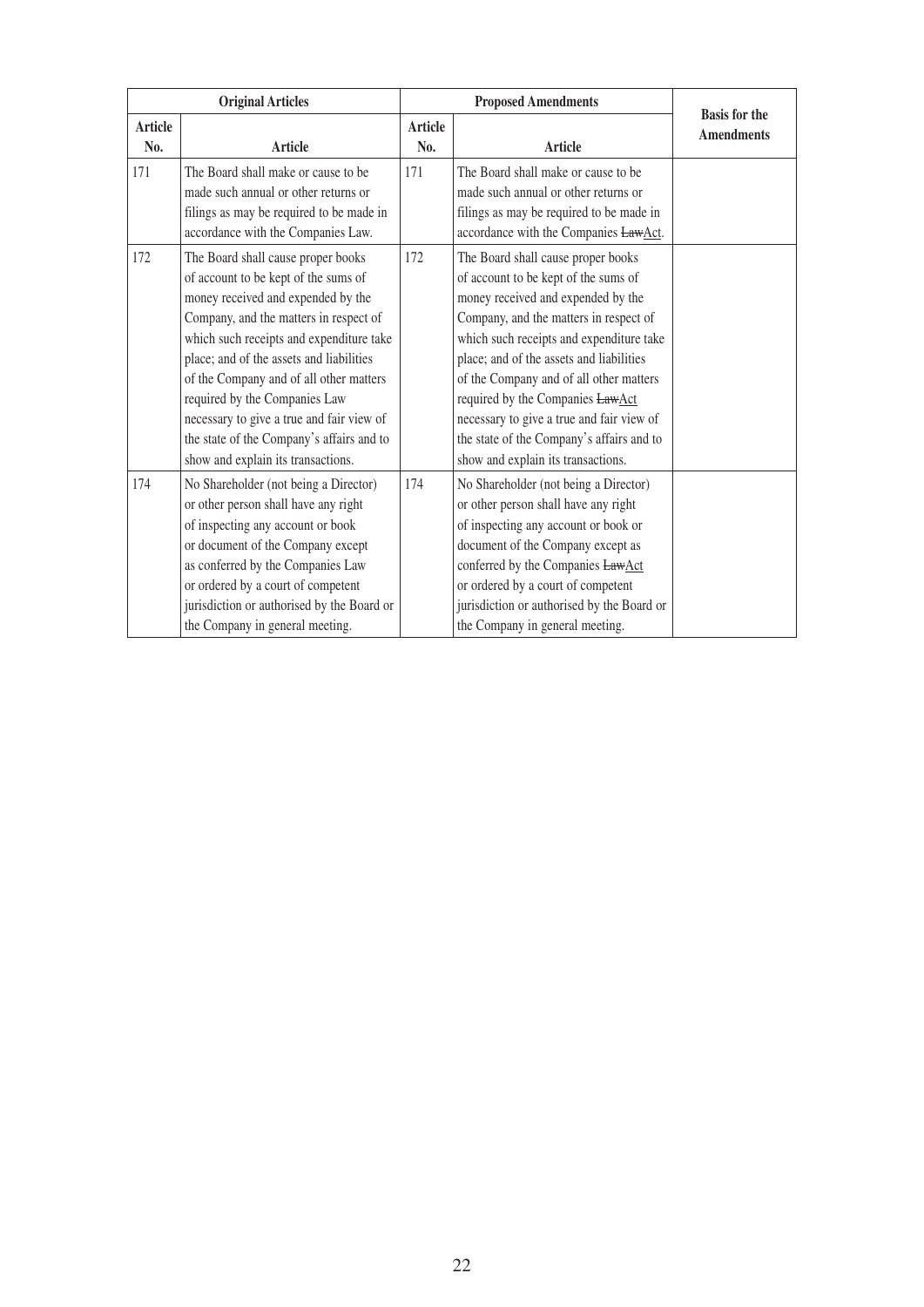| Original Articles | | Proposed Amendments | | Basis for the Amendments |
|---|---|---|---|---|
| Article No. | Article | Article No. | Article | |
| 171 | The Board shall make or cause to be made such annual or other returns or filings as may be required to be made in accordance with the Companies Law. | 171 | The Board shall make or cause to be made such annual or other returns or filings as may be required to be made in accordance with the Companies ~~Law~~Act. | |
| 172 | The Board shall cause proper books of account to be kept of the sums of money received and expended by the Company, and the matters in respect of which such receipts and expenditure take place; and of the assets and liabilities of the Company and of all other matters required by the Companies Law necessary to give a true and fair view of the state of the Company's affairs and to show and explain its transactions. | 172 | The Board shall cause proper books of account to be kept of the sums of money received and expended by the Company, and the matters in respect of which such receipts and expenditure take place; and of the assets and liabilities of the Company and of all other matters required by the Companies ~~Law~~Act necessary to give a true and fair view of the state of the Company's affairs and to show and explain its transactions. | |
| 174 | No Shareholder (not being a Director) or other person shall have any right of inspecting any account or book or document of the Company except as conferred by the Companies Law or ordered by a court of competent jurisdiction or authorised by the Board or the Company in general meeting. | 174 | No Shareholder (not being a Director) or other person shall have any right of inspecting any account or book or document of the Company except as conferred by the Companies ~~Law~~Act or ordered by a court of competent jurisdiction or authorised by the Board or the Company in general meeting. | |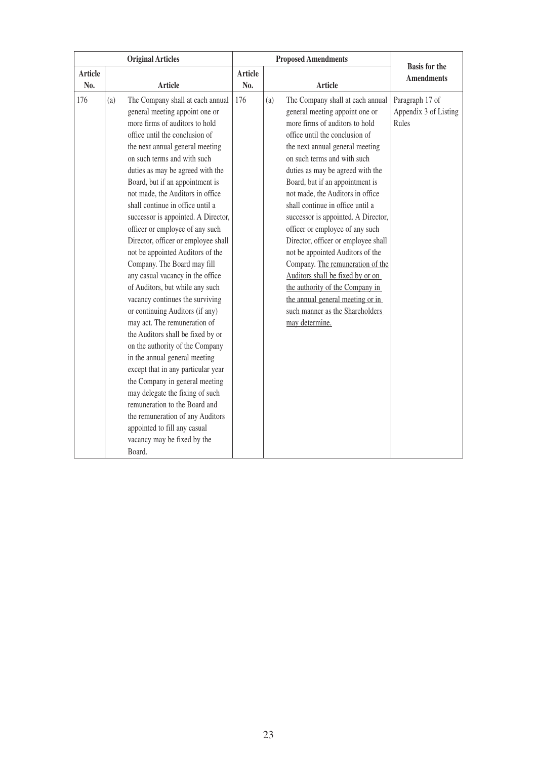| Original Articles | | | Proposed Amendments | | | Basis for the Amendments |
|---|---|---|---|---|---|---|
| Article No. | | Article | Article No. | | Article | |
| 176 | (a) | The Company shall at each annual general meeting appoint one or more firms of auditors to hold office until the conclusion of the next annual general meeting on such terms and with such duties as may be agreed with the Board, but if an appointment is not made, the Auditors in office shall continue in office until a successor is appointed. A Director, officer or employee of any such Director, officer or employee shall not be appointed Auditors of the Company. The Board may fill any casual vacancy in the office of Auditors, but while any such vacancy continues the surviving or continuing Auditors (if any) may act. The remuneration of the Auditors shall be fixed by or on the authority of the Company in the annual general meeting except that in any particular year the Company in general meeting may delegate the fixing of such remuneration to the Board and the remuneration of any Auditors appointed to fill any casual vacancy may be fixed by the Board. | 176 | (a) | The Company shall at each annual general meeting appoint one or more firms of auditors to hold office until the conclusion of the next annual general meeting on such terms and with such duties as may be agreed with the Board, but if an appointment is not made, the Auditors in office shall continue in office until a successor is appointed. A Director, officer or employee of any such Director, officer or employee shall not be appointed Auditors of the Company. <u>The remuneration of the Auditors shall be fixed by or on the authority of the Company in the annual general meeting or in such manner as the Shareholders may determine.</u> | Paragraph 17 of Appendix 3 of Listing Rules |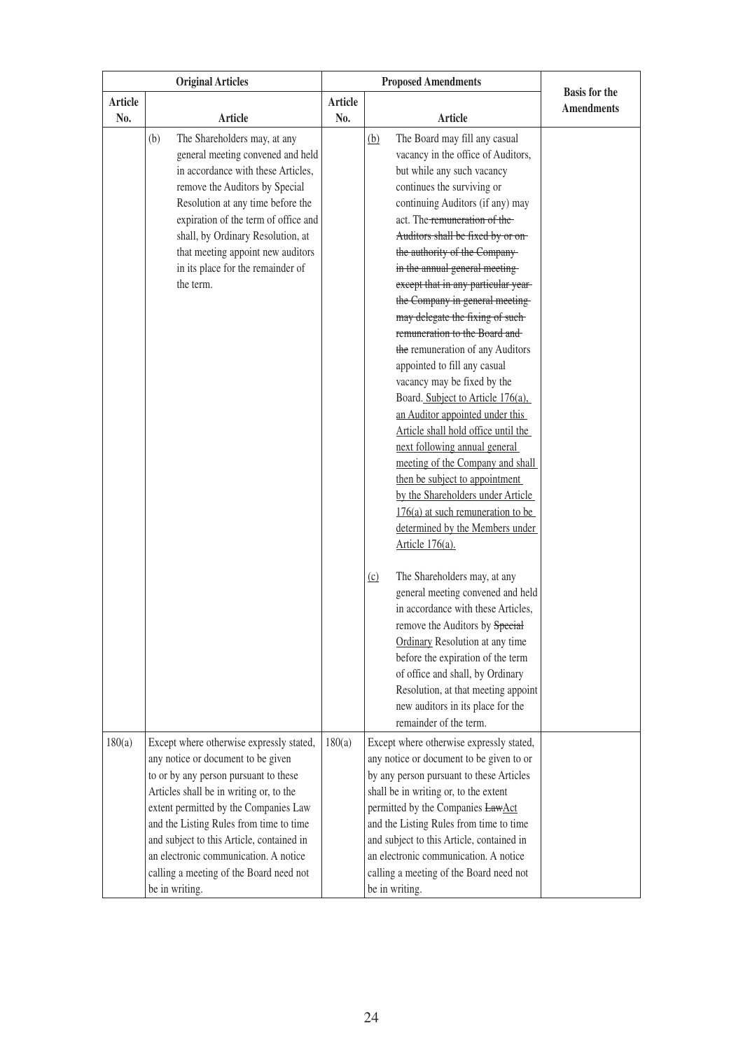| Original Articles | | Proposed Amendments | | Basis for the Amendments |
|---|---|---|---|---|
| Article No. | Article | Article No. | Article | |
| | (b) The Shareholders may, at any general meeting convened and held in accordance with these Articles, remove the Auditors by Special Resolution at any time before the expiration of the term of office and shall, by Ordinary Resolution, at that meeting appoint new auditors in its place for the remainder of the term. | | <u>(b)</u> The Board may fill any casual vacancy in the office of Auditors, but while any such vacancy continues the surviving or continuing Auditors (if any) may act. The ~~remuneration of the Auditors shall be fixed by or on the authority of the Company in the annual general meeting except that in any particular year the Company in general meeting may delegate the fixing of such remuneration to the Board and the~~ remuneration of any Auditors appointed to fill any casual vacancy may be fixed by the Board. <u>Subject to Article 176(a), an Auditor appointed under this Article shall hold office until the next following annual general meeting of the Company and shall then be subject to appointment by the Shareholders under Article 176(a) at such remuneration to be determined by the Members under Article 176(a).</u><br><br><u>(c)</u> The Shareholders may, at any general meeting convened and held in accordance with these Articles, remove the Auditors by ~~Special~~ <u>Ordinary</u> Resolution at any time before the expiration of the term of office and shall, by Ordinary Resolution, at that meeting appoint new auditors in its place for the remainder of the term. | |
| 180(a) | Except where otherwise expressly stated, any notice or document to be given to or by any person pursuant to these Articles shall be in writing or, to the extent permitted by the Companies Law and the Listing Rules from time to time and subject to this Article, contained in an electronic communication. A notice calling a meeting of the Board need not be in writing. | 180(a) | Except where otherwise expressly stated, any notice or document to be given to or by any person pursuant to these Articles shall be in writing or, to the extent permitted by the Companies ~~Law~~<u>Act</u> and the Listing Rules from time to time and subject to this Article, contained in an electronic communication. A notice calling a meeting of the Board need not be in writing. | |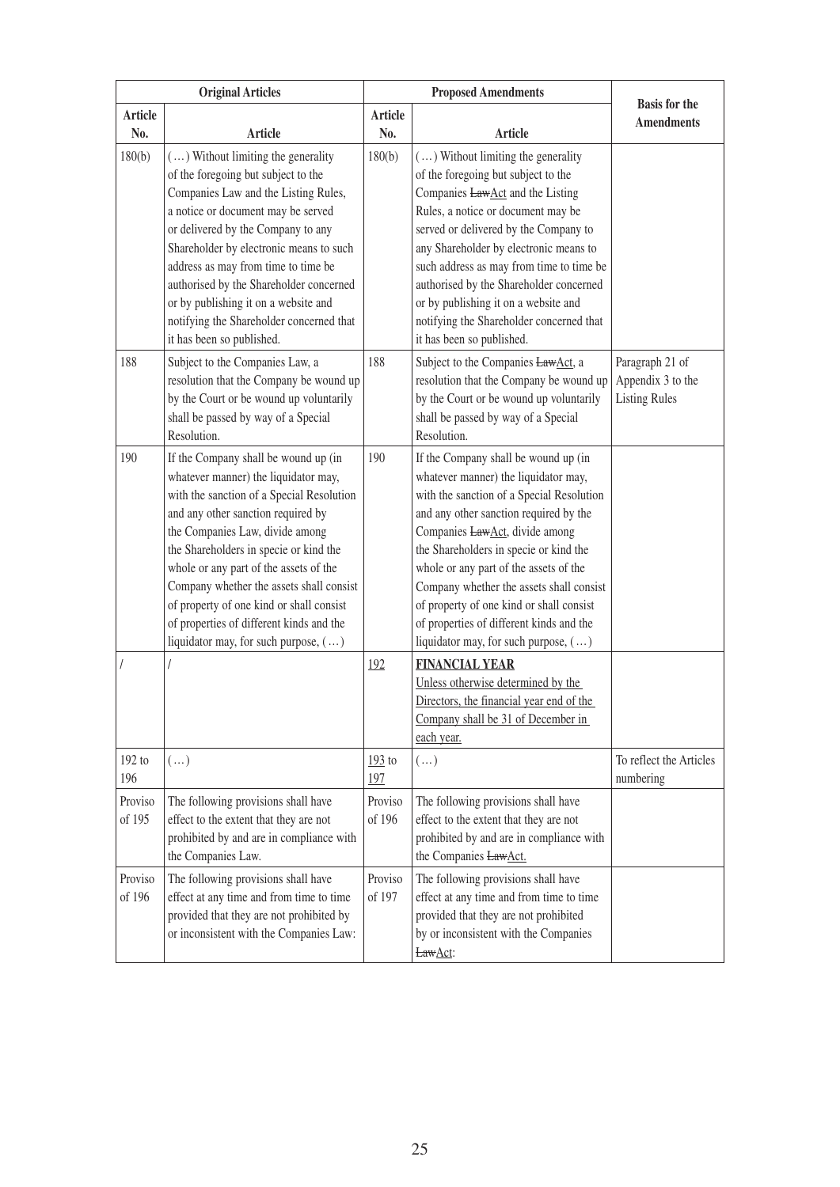| Original Articles | | Proposed Amendments | | Basis for the Amendments |
|---|---|---|---|---|
| Article No. | Article | Article No. | Article | |
| 180(b) | (…) Without limiting the generality of the foregoing but subject to the Companies Law and the Listing Rules, a notice or document may be served or delivered by the Company to any Shareholder by electronic means to such address as may from time to time be authorised by the Shareholder concerned or by publishing it on a website and notifying the Shareholder concerned that it has been so published. | 180(b) | (…) Without limiting the generality of the foregoing but subject to the Companies ~~Law~~Act and the Listing Rules, a notice or document may be served or delivered by the Company to any Shareholder by electronic means to such address as may from time to time be authorised by the Shareholder concerned or by publishing it on a website and notifying the Shareholder concerned that it has been so published. | |
| 188 | Subject to the Companies Law, a resolution that the Company be wound up by the Court or be wound up voluntarily shall be passed by way of a Special Resolution. | 188 | Subject to the Companies ~~Law~~Act, a resolution that the Company be wound up by the Court or be wound up voluntarily shall be passed by way of a Special Resolution. | Paragraph 21 of Appendix 3 to the Listing Rules |
| 190 | If the Company shall be wound up (in whatever manner) the liquidator may, with the sanction of a Special Resolution and any other sanction required by the Companies Law, divide among the Shareholders in specie or kind the whole or any part of the assets of the Company whether the assets shall consist of property of one kind or shall consist of properties of different kinds and the liquidator may, for such purpose, (…) | 190 | If the Company shall be wound up (in whatever manner) the liquidator may, with the sanction of a Special Resolution and any other sanction required by the Companies ~~Law~~Act, divide among the Shareholders in specie or kind the whole or any part of the assets of the Company whether the assets shall consist of property of one kind or shall consist of properties of different kinds and the liquidator may, for such purpose, (…) | |
| / | / | 192 | **FINANCIAL YEAR**<br>Unless otherwise determined by the Directors, the financial year end of the Company shall be 31 of December in each year. | |
| 192 to 196 | (…) | 193 to 197 | (…) | To reflect the Articles numbering |
| Proviso of 195 | The following provisions shall have effect to the extent that they are not prohibited by and are in compliance with the Companies Law. | Proviso of 196 | The following provisions shall have effect to the extent that they are not prohibited by and are in compliance with the Companies ~~Law~~Act. | |
| Proviso of 196 | The following provisions shall have effect at any time and from time to time provided that they are not prohibited by or inconsistent with the Companies Law: | Proviso of 197 | The following provisions shall have effect at any time and from time to time provided that they are not prohibited by or inconsistent with the Companies ~~Law~~Act: | |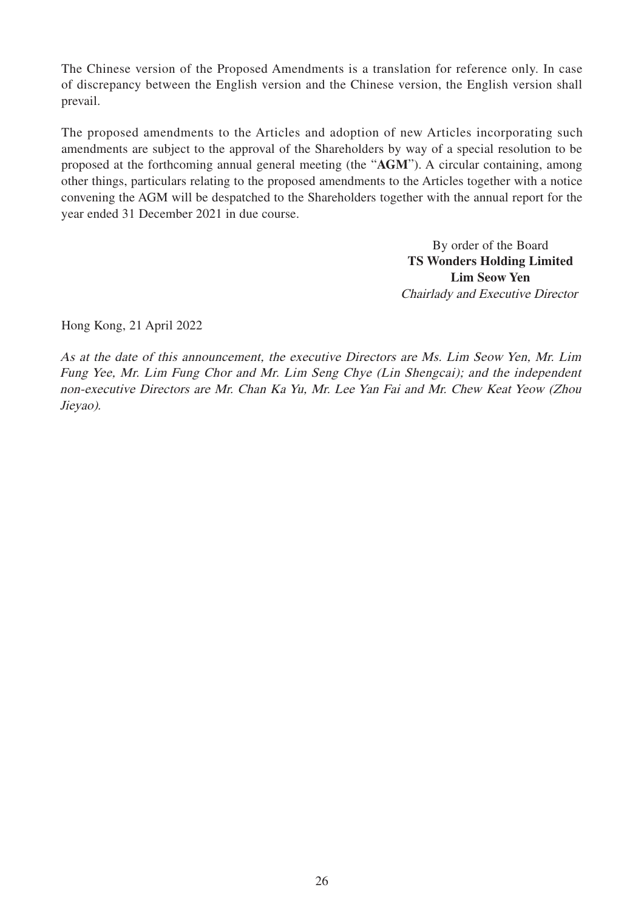The Chinese version of the Proposed Amendments is a translation for reference only. In case of discrepancy between the English version and the Chinese version, the English version shall prevail.

The proposed amendments to the Articles and adoption of new Articles incorporating such amendments are subject to the approval of the Shareholders by way of a special resolution to be proposed at the forthcoming annual general meeting (the "**AGM**"). A circular containing, among other things, particulars relating to the proposed amendments to the Articles together with a notice convening the AGM will be despatched to the Shareholders together with the annual report for the year ended 31 December 2021 in due course.

By order of the Board
**TS Wonders Holding Limited**
**Lim Seow Yen**
*Chairlady and Executive Director*

Hong Kong, 21 April 2022

*As at the date of this announcement, the executive Directors are Ms. Lim Seow Yen, Mr. Lim Fung Yee, Mr. Lim Fung Chor and Mr. Lim Seng Chye (Lin Shengcai); and the independent non-executive Directors are Mr. Chan Ka Yu, Mr. Lee Yan Fai and Mr. Chew Keat Yeow (Zhou Jieyao).*